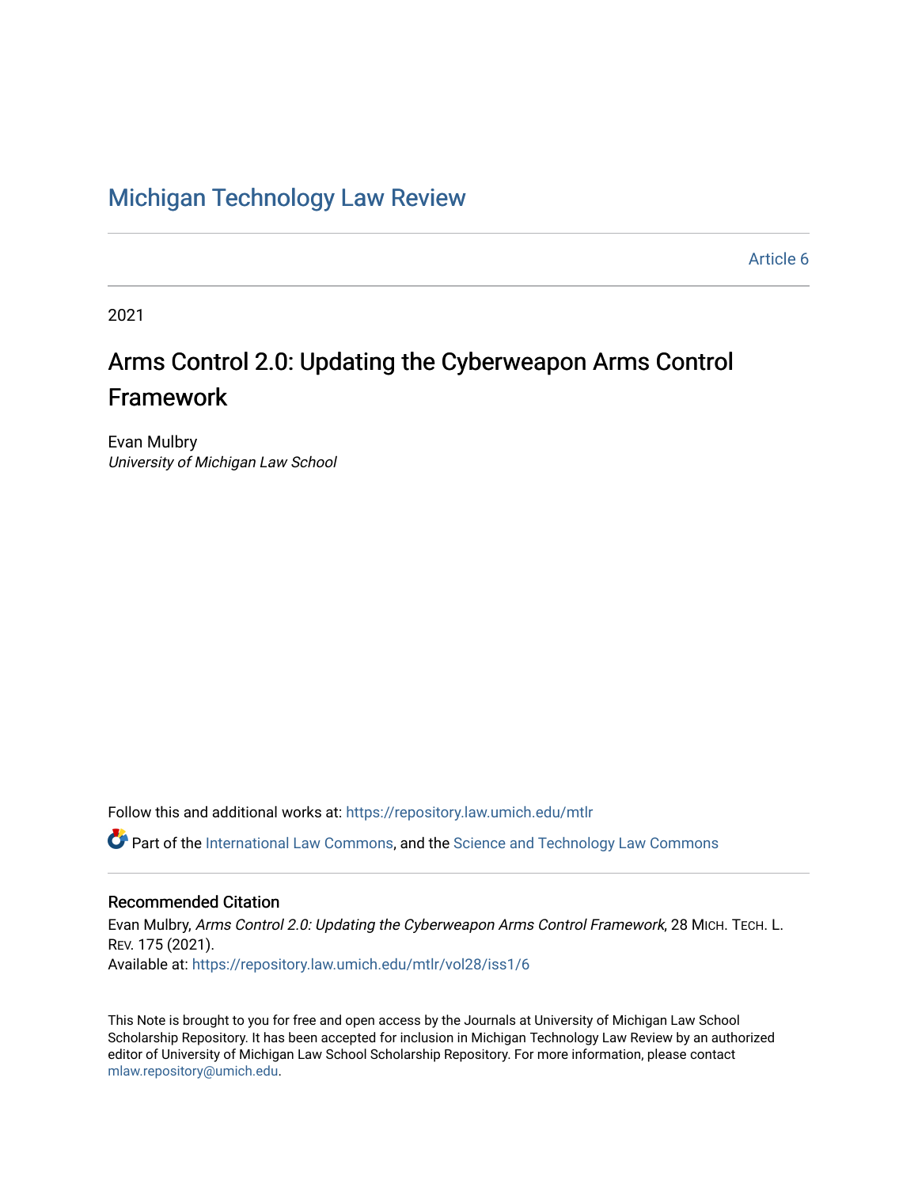Michigan Technology Law Review

Article 6

2021

# Arms Control 2.0: Updating the Cyberweapon Arms Control Framework

Evan Mulbry
*University of Michigan Law School*

Follow this and additional works at: https://repository.law.umich.edu/mtlr

Part of the International Law Commons, and the Science and Technology Law Commons

## Recommended Citation

Evan Mulbry, *Arms Control 2.0: Updating the Cyberweapon Arms Control Framework*, 28 Mich. Tech. L. Rev. 175 (2021).
Available at: https://repository.law.umich.edu/mtlr/vol28/iss1/6

This Note is brought to you for free and open access by the Journals at University of Michigan Law School Scholarship Repository. It has been accepted for inclusion in Michigan Technology Law Review by an authorized editor of University of Michigan Law School Scholarship Repository. For more information, please contact mlaw.repository@umich.edu.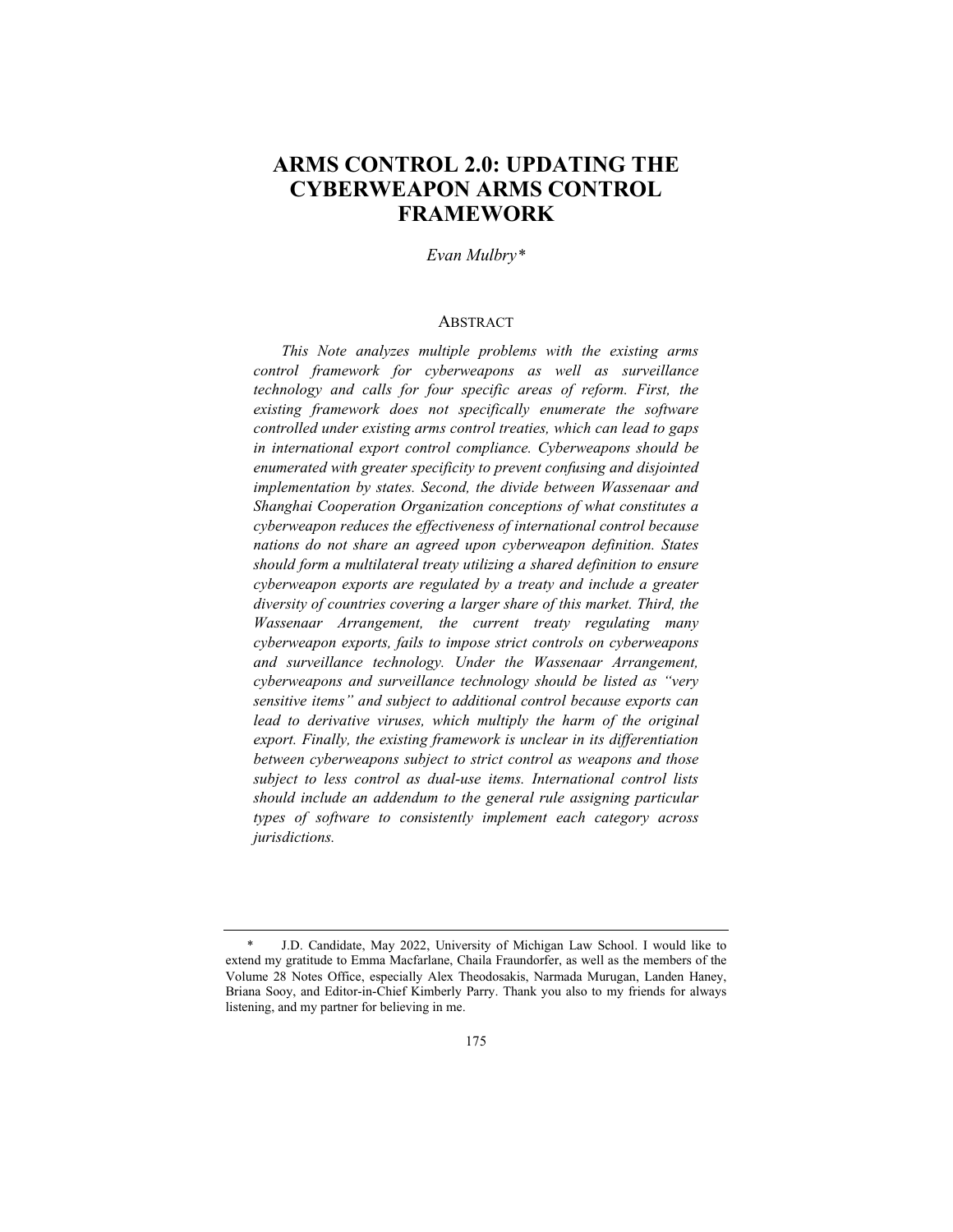# ARMS CONTROL 2.0: UPDATING THE CYBERWEAPON ARMS CONTROL FRAMEWORK

*Evan Mulbry\**

## ABSTRACT

*This Note analyzes multiple problems with the existing arms control framework for cyberweapons as well as surveillance technology and calls for four specific areas of reform. First, the existing framework does not specifically enumerate the software controlled under existing arms control treaties, which can lead to gaps in international export control compliance. Cyberweapons should be enumerated with greater specificity to prevent confusing and disjointed implementation by states. Second, the divide between Wassenaar and Shanghai Cooperation Organization conceptions of what constitutes a cyberweapon reduces the effectiveness of international control because nations do not share an agreed upon cyberweapon definition. States should form a multilateral treaty utilizing a shared definition to ensure cyberweapon exports are regulated by a treaty and include a greater diversity of countries covering a larger share of this market. Third, the Wassenaar Arrangement, the current treaty regulating many cyberweapon exports, fails to impose strict controls on cyberweapons and surveillance technology. Under the Wassenaar Arrangement, cyberweapons and surveillance technology should be listed as "very sensitive items" and subject to additional control because exports can lead to derivative viruses, which multiply the harm of the original export. Finally, the existing framework is unclear in its differentiation between cyberweapons subject to strict control as weapons and those subject to less control as dual-use items. International control lists should include an addendum to the general rule assigning particular types of software to consistently implement each category across jurisdictions.*

\* J.D. Candidate, May 2022, University of Michigan Law School. I would like to extend my gratitude to Emma Macfarlane, Chaila Fraundorfer, as well as the members of the Volume 28 Notes Office, especially Alex Theodosakis, Narmada Murugan, Landen Haney, Briana Sooy, and Editor-in-Chief Kimberly Parry. Thank you also to my friends for always listening, and my partner for believing in me.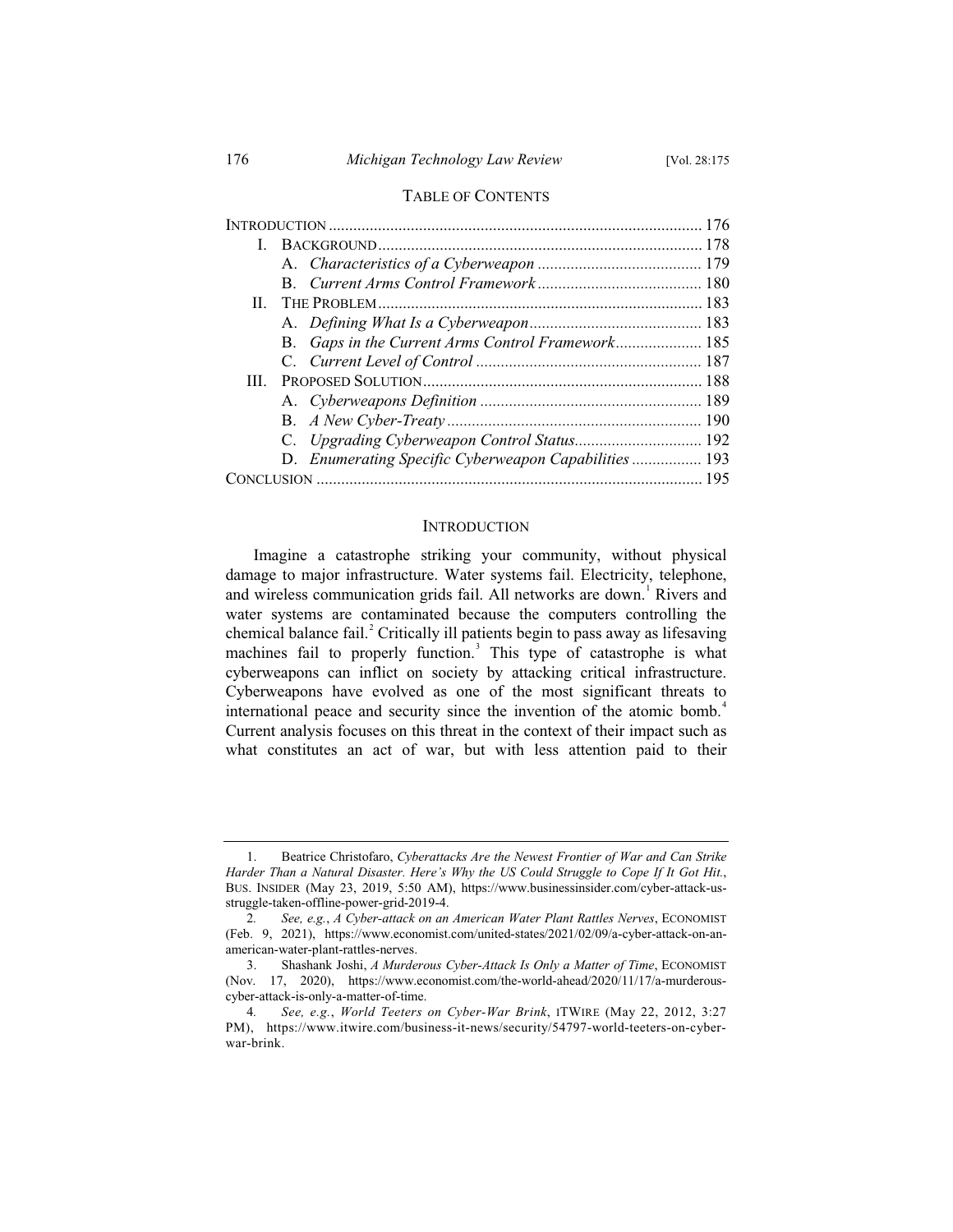## TABLE OF CONTENTS

| | |
|---|---|
| INTRODUCTION | 176 |
| I. BACKGROUND | 178 |
| A. *Characteristics of a Cyberweapon* | 179 |
| B. *Current Arms Control Framework* | 180 |
| II. THE PROBLEM | 183 |
| A. *Defining What Is a Cyberweapon* | 183 |
| B. *Gaps in the Current Arms Control Framework* | 185 |
| C. *Current Level of Control* | 187 |
| III. PROPOSED SOLUTION | 188 |
| A. *Cyberweapons Definition* | 189 |
| B. *A New Cyber-Treaty* | 190 |
| C. *Upgrading Cyberweapon Control Status* | 192 |
| D. *Enumerating Specific Cyberweapon Capabilities* | 193 |
| CONCLUSION | 195 |

## INTRODUCTION

Imagine a catastrophe striking your community, without physical damage to major infrastructure. Water systems fail. Electricity, telephone, and wireless communication grids fail. All networks are down.[1] Rivers and water systems are contaminated because the computers controlling the chemical balance fail.[2] Critically ill patients begin to pass away as lifesaving machines fail to properly function.[3] This type of catastrophe is what cyberweapons can inflict on society by attacking critical infrastructure. Cyberweapons have evolved as one of the most significant threats to international peace and security since the invention of the atomic bomb.[4] Current analysis focuses on this threat in the context of their impact such as what constitutes an act of war, but with less attention paid to their

---

1. Beatrice Christofaro, *Cyberattacks Are the Newest Frontier of War and Can Strike Harder Than a Natural Disaster. Here's Why the US Could Struggle to Cope If It Got Hit.*, BUS. INSIDER (May 23, 2019, 5:50 AM), https://www.businessinsider.com/cyber-attack-us-struggle-taken-offline-power-grid-2019-4.

2. *See, e.g.*, *A Cyber-attack on an American Water Plant Rattles Nerves*, ECONOMIST (Feb. 9, 2021), https://www.economist.com/united-states/2021/02/09/a-cyber-attack-on-an-american-water-plant-rattles-nerves.

3. Shashank Joshi, *A Murderous Cyber-Attack Is Only a Matter of Time*, ECONOMIST (Nov. 17, 2020), https://www.economist.com/the-world-ahead/2020/11/17/a-murderous-cyber-attack-is-only-a-matter-of-time.

4. *See, e.g.*, *World Teeters on Cyber-War Brink*, ITWIRE (May 22, 2012, 3:27 PM), https://www.itwire.com/business-it-news/security/54797-world-teeters-on-cyber-war-brink.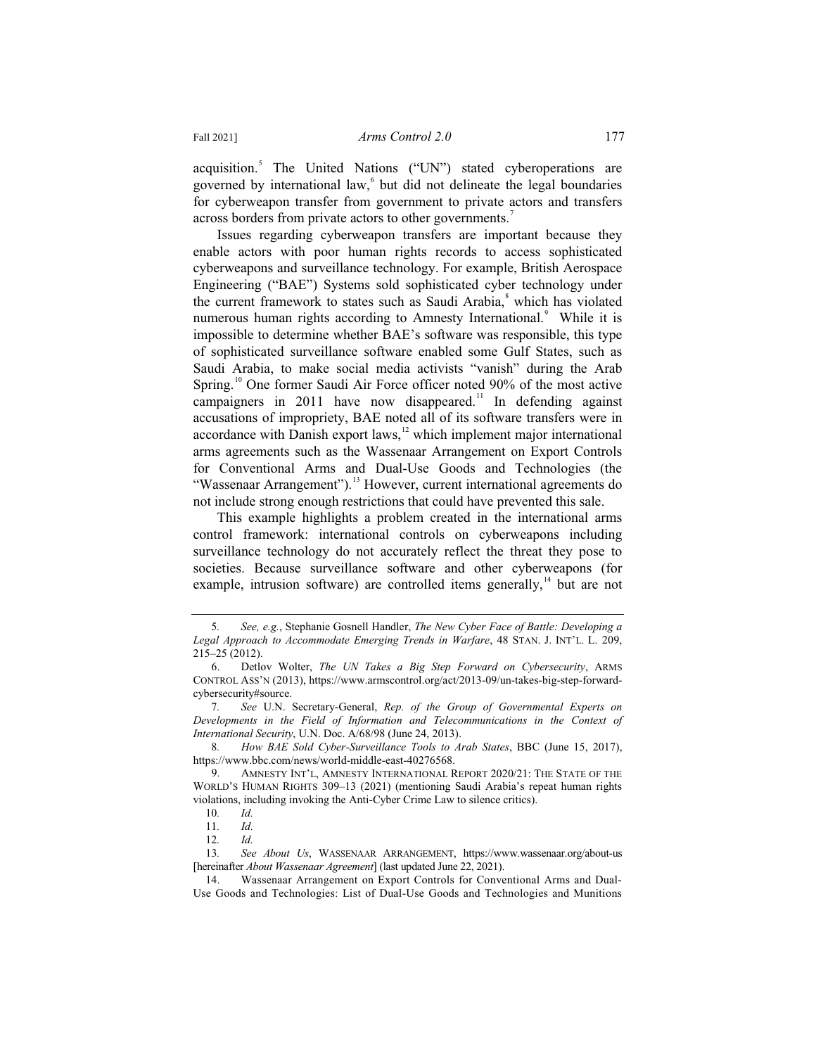acquisition.[5] The United Nations ("UN") stated cyberoperations are governed by international law,[6] but did not delineate the legal boundaries for cyberweapon transfer from government to private actors and transfers across borders from private actors to other governments.[7]

Issues regarding cyberweapon transfers are important because they enable actors with poor human rights records to access sophisticated cyberweapons and surveillance technology. For example, British Aerospace Engineering ("BAE") Systems sold sophisticated cyber technology under the current framework to states such as Saudi Arabia,[8] which has violated numerous human rights according to Amnesty International.[9] While it is impossible to determine whether BAE's software was responsible, this type of sophisticated surveillance software enabled some Gulf States, such as Saudi Arabia, to make social media activists "vanish" during the Arab Spring.[10] One former Saudi Air Force officer noted 90% of the most active campaigners in 2011 have now disappeared.[11] In defending against accusations of impropriety, BAE noted all of its software transfers were in accordance with Danish export laws,[12] which implement major international arms agreements such as the Wassenaar Arrangement on Export Controls for Conventional Arms and Dual-Use Goods and Technologies (the "Wassenaar Arrangement").[13] However, current international agreements do not include strong enough restrictions that could have prevented this sale.

This example highlights a problem created in the international arms control framework: international controls on cyberweapons including surveillance technology do not accurately reflect the threat they pose to societies. Because surveillance software and other cyberweapons (for example, intrusion software) are controlled items generally,[14] but are not

---

5. *See, e.g.*, Stephanie Gosnell Handler, *The New Cyber Face of Battle: Developing a Legal Approach to Accommodate Emerging Trends in Warfare*, 48 STAN. J. INT'L. L. 209, 215–25 (2012).

6. Detlov Wolter, *The UN Takes a Big Step Forward on Cybersecurity*, ARMS CONTROL ASS'N (2013), https://www.armscontrol.org/act/2013-09/un-takes-big-step-forward-cybersecurity#source.

7. *See* U.N. Secretary-General, *Rep. of the Group of Governmental Experts on Developments in the Field of Information and Telecommunications in the Context of International Security*, U.N. Doc. A/68/98 (June 24, 2013).

8. *How BAE Sold Cyber-Surveillance Tools to Arab States*, BBC (June 15, 2017), https://www.bbc.com/news/world-middle-east-40276568.

9. AMNESTY INT'L, AMNESTY INTERNATIONAL REPORT 2020/21: THE STATE OF THE WORLD'S HUMAN RIGHTS 309–13 (2021) (mentioning Saudi Arabia's repeat human rights violations, including invoking the Anti-Cyber Crime Law to silence critics).

10. *Id.*

11. *Id.*

12. *Id.*

13. *See About Us*, WASSENAAR ARRANGEMENT, https://www.wassenaar.org/about-us [hereinafter *About Wassenaar Agreement*] (last updated June 22, 2021).

14. Wassenaar Arrangement on Export Controls for Conventional Arms and Dual-Use Goods and Technologies: List of Dual-Use Goods and Technologies and Munitions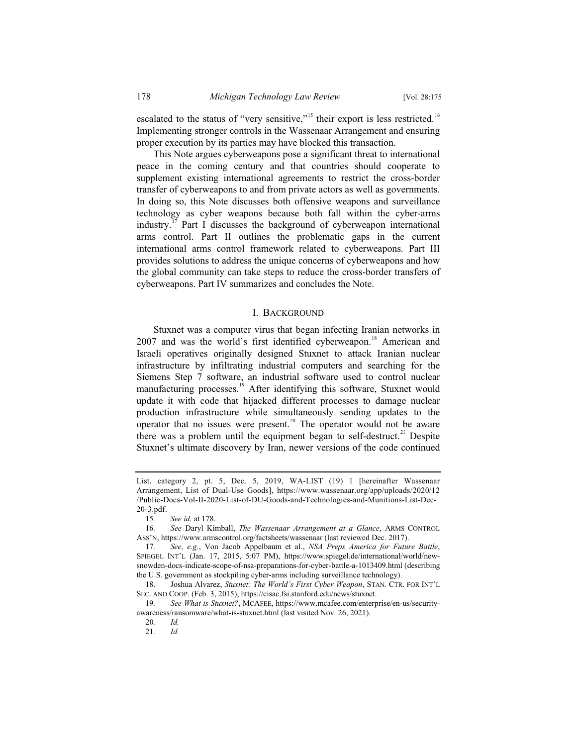escalated to the status of "very sensitive,"[15] their export is less restricted.[16] Implementing stronger controls in the Wassenaar Arrangement and ensuring proper execution by its parties may have blocked this transaction.

This Note argues cyberweapons pose a significant threat to international peace in the coming century and that countries should cooperate to supplement existing international agreements to restrict the cross-border transfer of cyberweapons to and from private actors as well as governments. In doing so, this Note discusses both offensive weapons and surveillance technology as cyber weapons because both fall within the cyber-arms industry.[17] Part I discusses the background of cyberweapon international arms control. Part II outlines the problematic gaps in the current international arms control framework related to cyberweapons. Part III provides solutions to address the unique concerns of cyberweapons and how the global community can take steps to reduce the cross-border transfers of cyberweapons. Part IV summarizes and concludes the Note.

## I. Background

Stuxnet was a computer virus that began infecting Iranian networks in 2007 and was the world's first identified cyberweapon.[18] American and Israeli operatives originally designed Stuxnet to attack Iranian nuclear infrastructure by infiltrating industrial computers and searching for the Siemens Step 7 software, an industrial software used to control nuclear manufacturing processes.[19] After identifying this software, Stuxnet would update it with code that hijacked different processes to damage nuclear production infrastructure while simultaneously sending updates to the operator that no issues were present.[20] The operator would not be aware there was a problem until the equipment began to self-destruct.[21] Despite Stuxnet's ultimate discovery by Iran, newer versions of the code continued

---

List, category 2, pt. 5, Dec. 5, 2019, WA-LIST (19) 1 [hereinafter Wassenaar Arrangement, List of Dual-Use Goods], https://www.wassenaar.org/app/uploads/2020/12/Public-Docs-Vol-II-2020-List-of-DU-Goods-and-Technologies-and-Munitions-List-Dec-20-3.pdf.

15. *See id.* at 178.

16. *See* Daryl Kimball, *The Wassenaar Arrangement at a Glance*, Arms Control Ass'n, https://www.armscontrol.org/factsheets/wassenaar (last reviewed Dec. 2017).

17. *See, e.g.*, Von Jacob Appelbaum et al., *NSA Preps America for Future Battle*, Spiegel Int'l (Jan. 17, 2015, 5:07 PM), https://www.spiegel.de/international/world/new-snowden-docs-indicate-scope-of-nsa-preparations-for-cyber-battle-a-1013409.html (describing the U.S. government as stockpiling cyber-arms including surveillance technology).

18. Joshua Alvarez, *Stuxnet: The World's First Cyber Weapon*, Stan. Ctr. for Int'l Sec. and Coop. (Feb. 3, 2015), https://cisac.fsi.stanford.edu/news/stuxnet.

19. *See What is Stuxnet?*, McAfee, https://www.mcafee.com/enterprise/en-us/security-awareness/ransomware/what-is-stuxnet.html (last visited Nov. 26, 2021).

20. *Id.*

21. *Id.*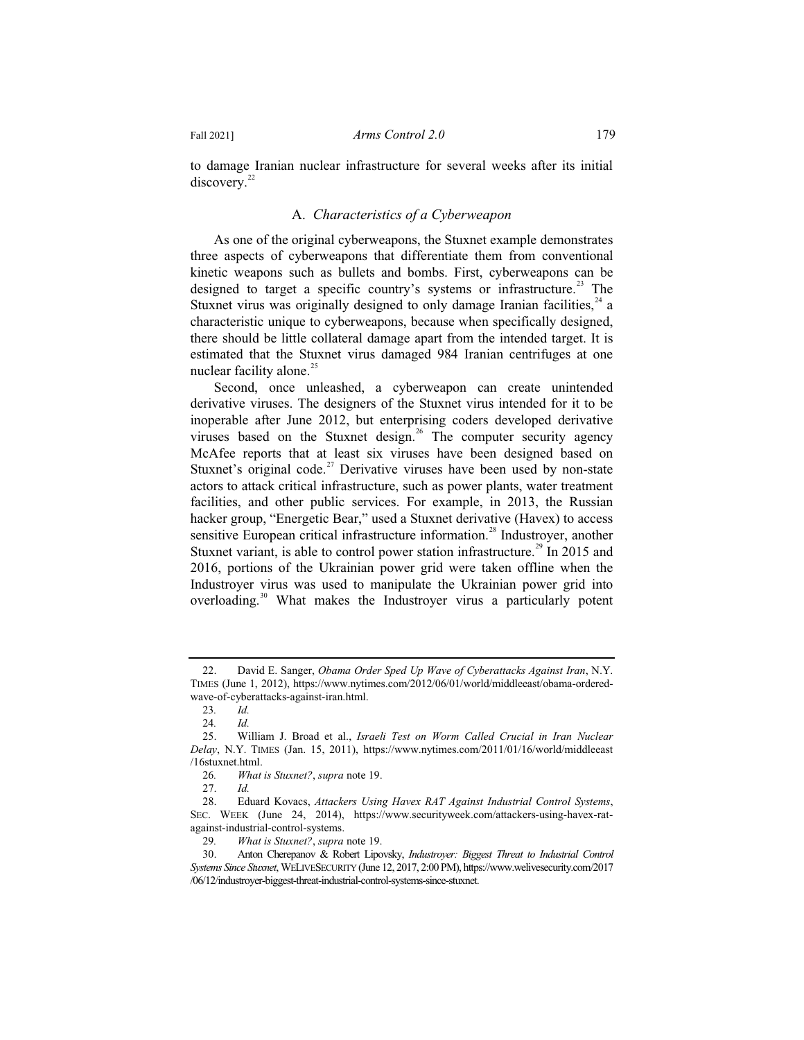to damage Iranian nuclear infrastructure for several weeks after its initial discovery.[22]

### A. *Characteristics of a Cyberweapon*

As one of the original cyberweapons, the Stuxnet example demonstrates three aspects of cyberweapons that differentiate them from conventional kinetic weapons such as bullets and bombs. First, cyberweapons can be designed to target a specific country's systems or infrastructure.[23] The Stuxnet virus was originally designed to only damage Iranian facilities,[24] a characteristic unique to cyberweapons, because when specifically designed, there should be little collateral damage apart from the intended target. It is estimated that the Stuxnet virus damaged 984 Iranian centrifuges at one nuclear facility alone.[25]

Second, once unleashed, a cyberweapon can create unintended derivative viruses. The designers of the Stuxnet virus intended for it to be inoperable after June 2012, but enterprising coders developed derivative viruses based on the Stuxnet design.[26] The computer security agency McAfee reports that at least six viruses have been designed based on Stuxnet's original code.[27] Derivative viruses have been used by non-state actors to attack critical infrastructure, such as power plants, water treatment facilities, and other public services. For example, in 2013, the Russian hacker group, "Energetic Bear," used a Stuxnet derivative (Havex) to access sensitive European critical infrastructure information.[28] Industroyer, another Stuxnet variant, is able to control power station infrastructure.[29] In 2015 and 2016, portions of the Ukrainian power grid were taken offline when the Industroyer virus was used to manipulate the Ukrainian power grid into overloading.[30] What makes the Industroyer virus a particularly potent

---

22. David E. Sanger, *Obama Order Sped Up Wave of Cyberattacks Against Iran*, N.Y. TIMES (June 1, 2012), https://www.nytimes.com/2012/06/01/world/middleeast/obama-ordered-wave-of-cyberattacks-against-iran.html.

23. *Id.*

24. *Id.*

25. William J. Broad et al., *Israeli Test on Worm Called Crucial in Iran Nuclear Delay*, N.Y. TIMES (Jan. 15, 2011), https://www.nytimes.com/2011/01/16/world/middleeast/16stuxnet.html.

26. *What is Stuxnet?*, *supra* note 19.

27. *Id.*

28. Eduard Kovacs, *Attackers Using Havex RAT Against Industrial Control Systems*, SEC. WEEK (June 24, 2014), https://www.securityweek.com/attackers-using-havex-rat-against-industrial-control-systems.

29. *What is Stuxnet?*, *supra* note 19.

30. Anton Cherepanov & Robert Lipovsky, *Industroyer: Biggest Threat to Industrial Control Systems Since Stuxnet*, WELIVESECURITY (June 12, 2017, 2:00 PM), https://www.welivesecurity.com/2017/06/12/industroyer-biggest-threat-industrial-control-systems-since-stuxnet.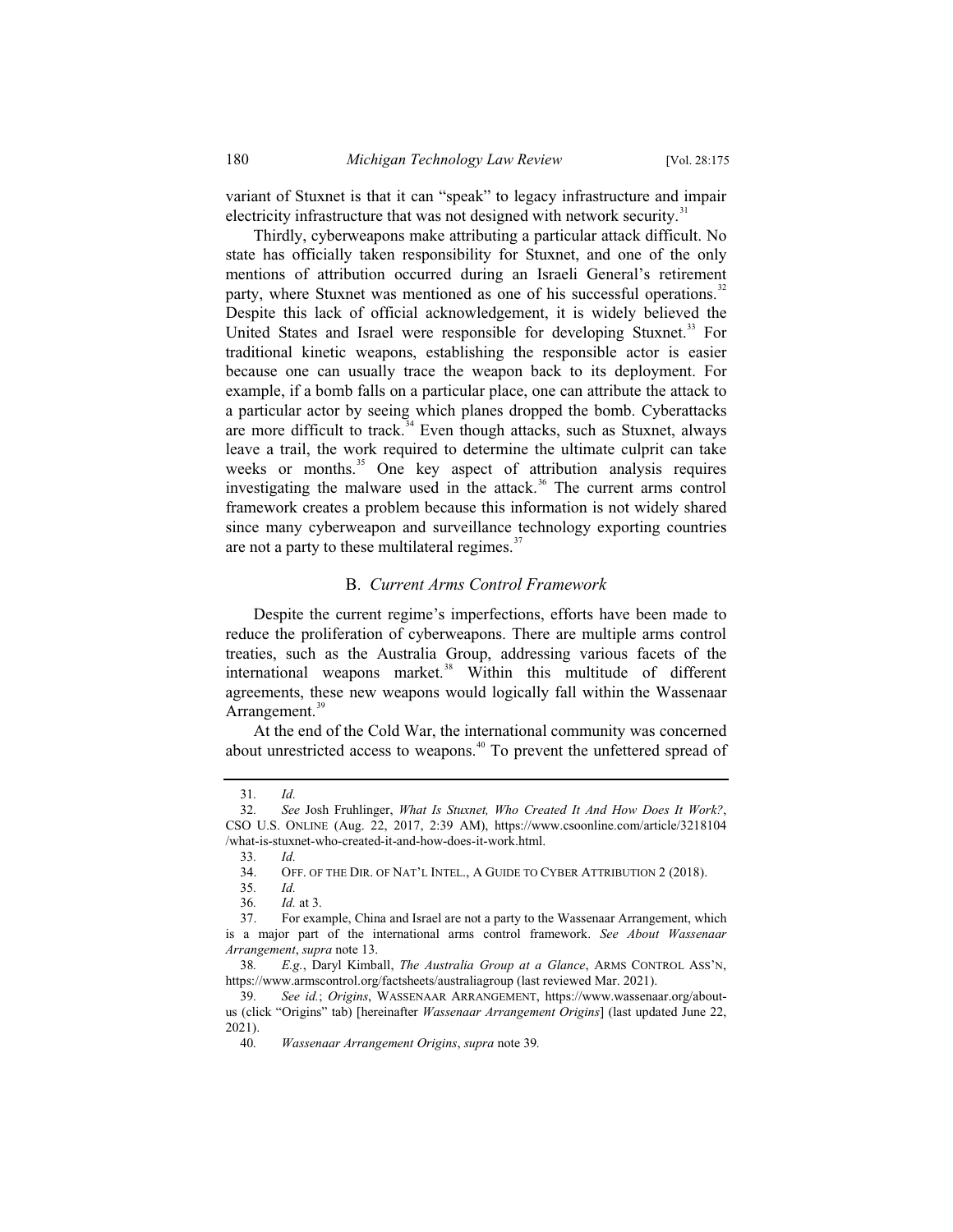variant of Stuxnet is that it can "speak" to legacy infrastructure and impair electricity infrastructure that was not designed with network security.[31]

Thirdly, cyberweapons make attributing a particular attack difficult. No state has officially taken responsibility for Stuxnet, and one of the only mentions of attribution occurred during an Israeli General's retirement party, where Stuxnet was mentioned as one of his successful operations.[32] Despite this lack of official acknowledgement, it is widely believed the United States and Israel were responsible for developing Stuxnet.[33] For traditional kinetic weapons, establishing the responsible actor is easier because one can usually trace the weapon back to its deployment. For example, if a bomb falls on a particular place, one can attribute the attack to a particular actor by seeing which planes dropped the bomb. Cyberattacks are more difficult to track.[34] Even though attacks, such as Stuxnet, always leave a trail, the work required to determine the ultimate culprit can take weeks or months.[35] One key aspect of attribution analysis requires investigating the malware used in the attack.[36] The current arms control framework creates a problem because this information is not widely shared since many cyberweapon and surveillance technology exporting countries are not a party to these multilateral regimes.[37]

### B. *Current Arms Control Framework*

Despite the current regime's imperfections, efforts have been made to reduce the proliferation of cyberweapons. There are multiple arms control treaties, such as the Australia Group, addressing various facets of the international weapons market.[38] Within this multitude of different agreements, these new weapons would logically fall within the Wassenaar Arrangement.[39]

At the end of the Cold War, the international community was concerned about unrestricted access to weapons.[40] To prevent the unfettered spread of

---

31. *Id.*

32. *See* Josh Fruhlinger, *What Is Stuxnet, Who Created It And How Does It Work?*, CSO U.S. ONLINE (Aug. 22, 2017, 2:39 AM), https://www.csoonline.com/article/3218104/what-is-stuxnet-who-created-it-and-how-does-it-work.html.

33. *Id.*

34. OFF. OF THE DIR. OF NAT'L INTEL., A GUIDE TO CYBER ATTRIBUTION 2 (2018).

35. *Id.*

36. *Id.* at 3.

37. For example, China and Israel are not a party to the Wassenaar Arrangement, which is a major part of the international arms control framework. *See About Wassenaar Arrangement*, *supra* note 13.

38. *E.g.*, Daryl Kimball, *The Australia Group at a Glance*, ARMS CONTROL ASS'N, https://www.armscontrol.org/factsheets/australiagroup (last reviewed Mar. 2021).

39. *See id.*; *Origins*, WASSENAAR ARRANGEMENT, https://www.wassenaar.org/about-us (click "Origins" tab) [hereinafter *Wassenaar Arrangement Origins*] (last updated June 22, 2021).

40. *Wassenaar Arrangement Origins*, *supra* note 39.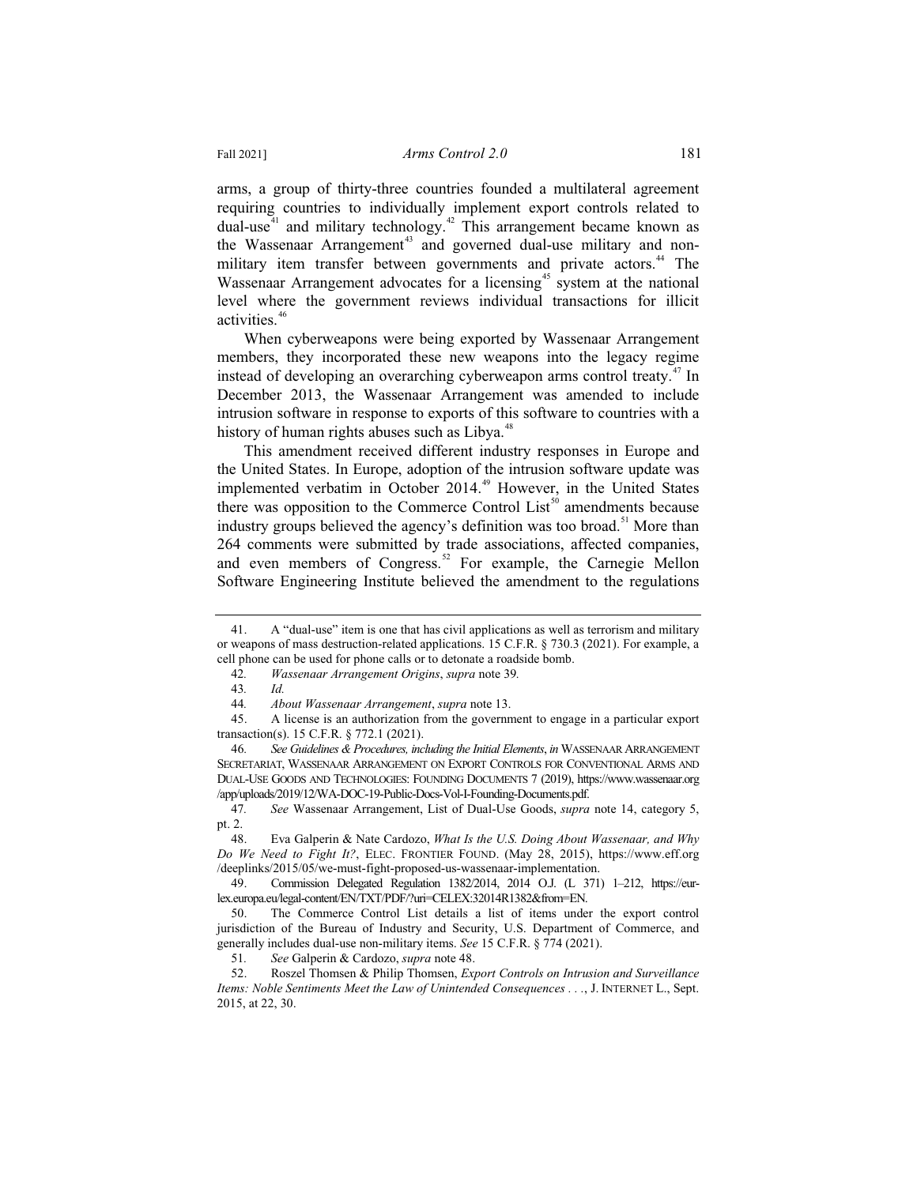arms, a group of thirty-three countries founded a multilateral agreement requiring countries to individually implement export controls related to dual-use[41] and military technology.[42] This arrangement became known as the Wassenaar Arrangement[43] and governed dual-use military and non-military item transfer between governments and private actors.[44] The Wassenaar Arrangement advocates for a licensing[45] system at the national level where the government reviews individual transactions for illicit activities.[46]

When cyberweapons were being exported by Wassenaar Arrangement members, they incorporated these new weapons into the legacy regime instead of developing an overarching cyberweapon arms control treaty.[47] In December 2013, the Wassenaar Arrangement was amended to include intrusion software in response to exports of this software to countries with a history of human rights abuses such as Libya.[48]

This amendment received different industry responses in Europe and the United States. In Europe, adoption of the intrusion software update was implemented verbatim in October 2014.[49] However, in the United States there was opposition to the Commerce Control List[50] amendments because industry groups believed the agency's definition was too broad.[51] More than 264 comments were submitted by trade associations, affected companies, and even members of Congress.[52] For example, the Carnegie Mellon Software Engineering Institute believed the amendment to the regulations

---

41. A "dual-use" item is one that has civil applications as well as terrorism and military or weapons of mass destruction-related applications. 15 C.F.R. § 730.3 (2021). For example, a cell phone can be used for phone calls or to detonate a roadside bomb.

42. *Wassenaar Arrangement Origins*, *supra* note 39.

43. *Id.*

44. *About Wassenaar Arrangement*, *supra* note 13.

45. A license is an authorization from the government to engage in a particular export transaction(s). 15 C.F.R. § 772.1 (2021).

46. *See Guidelines & Procedures, including the Initial Elements*, *in* WASSENAAR ARRANGEMENT SECRETARIAT, WASSENAAR ARRANGEMENT ON EXPORT CONTROLS FOR CONVENTIONAL ARMS AND DUAL-USE GOODS AND TECHNOLOGIES: FOUNDING DOCUMENTS 7 (2019), https://www.wassenaar.org/app/uploads/2019/12/WA-DOC-19-Public-Docs-Vol-I-Founding-Documents.pdf.

47. *See* Wassenaar Arrangement, List of Dual-Use Goods, *supra* note 14, category 5, pt. 2.

48. Eva Galperin & Nate Cardozo, *What Is the U.S. Doing About Wassenaar, and Why Do We Need to Fight It?*, ELEC. FRONTIER FOUND. (May 28, 2015), https://www.eff.org/deeplinks/2015/05/we-must-fight-proposed-us-wassenaar-implementation.

49. Commission Delegated Regulation 1382/2014, 2014 O.J. (L 371) 1–212, https://eur-lex.europa.eu/legal-content/EN/TXT/PDF/?uri=CELEX:32014R1382&from=EN.

50. The Commerce Control List details a list of items under the export control jurisdiction of the Bureau of Industry and Security, U.S. Department of Commerce, and generally includes dual-use non-military items. *See* 15 C.F.R. § 774 (2021).

51. *See* Galperin & Cardozo, *supra* note 48.

52. Roszel Thomsen & Philip Thomsen, *Export Controls on Intrusion and Surveillance Items: Noble Sentiments Meet the Law of Unintended Consequences . . .*, J. INTERNET L., Sept. 2015, at 22, 30.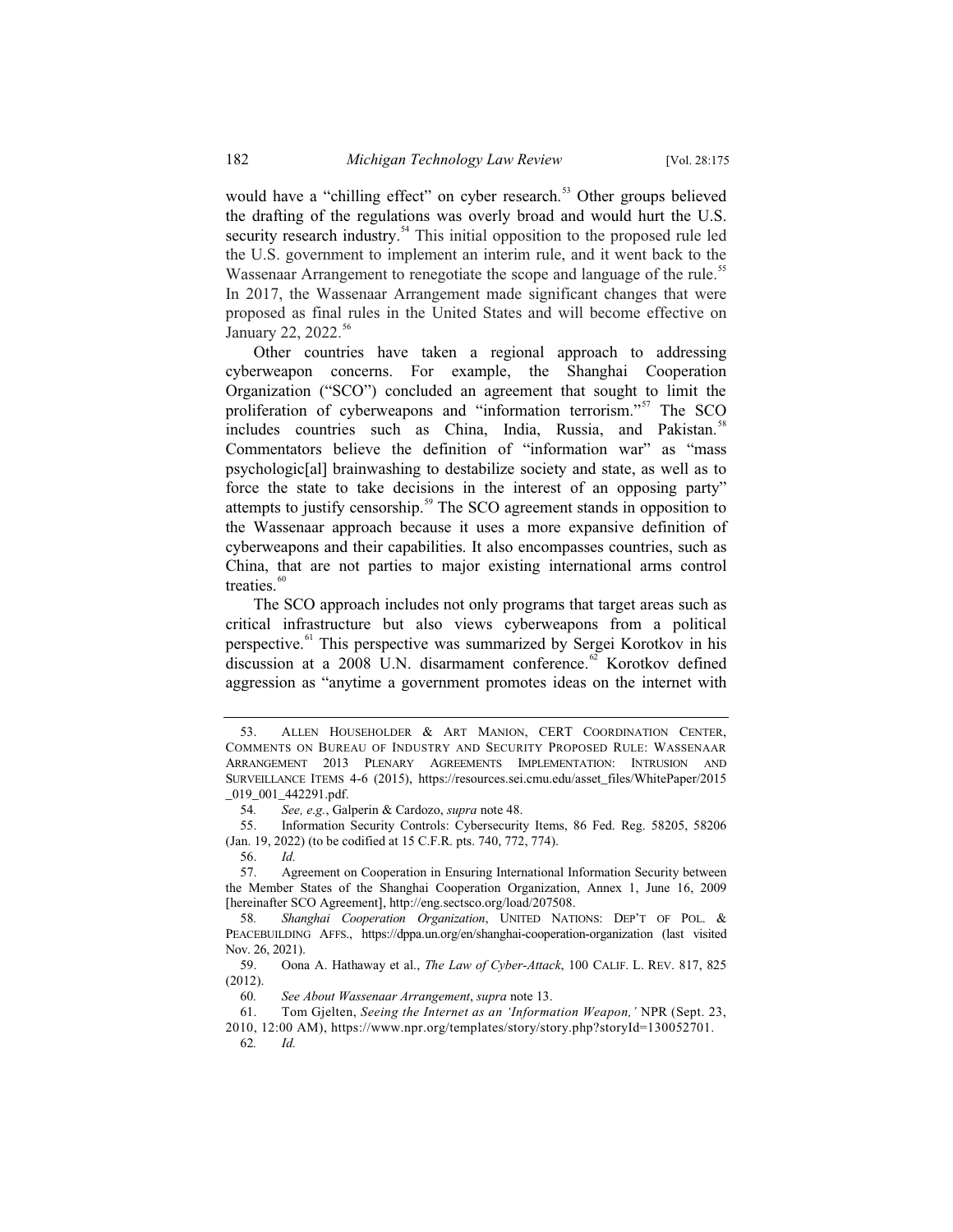would have a "chilling effect" on cyber research.[53] Other groups believed the drafting of the regulations was overly broad and would hurt the U.S. security research industry.[54] This initial opposition to the proposed rule led the U.S. government to implement an interim rule, and it went back to the Wassenaar Arrangement to renegotiate the scope and language of the rule.[55] In 2017, the Wassenaar Arrangement made significant changes that were proposed as final rules in the United States and will become effective on January 22, 2022.[56]

Other countries have taken a regional approach to addressing cyberweapon concerns. For example, the Shanghai Cooperation Organization ("SCO") concluded an agreement that sought to limit the proliferation of cyberweapons and "information terrorism."[57] The SCO includes countries such as China, India, Russia, and Pakistan.[58] Commentators believe the definition of "information war" as "mass psychologic[al] brainwashing to destabilize society and state, as well as to force the state to take decisions in the interest of an opposing party" attempts to justify censorship.[59] The SCO agreement stands in opposition to the Wassenaar approach because it uses a more expansive definition of cyberweapons and their capabilities. It also encompasses countries, such as China, that are not parties to major existing international arms control treaties.[60]

The SCO approach includes not only programs that target areas such as critical infrastructure but also views cyberweapons from a political perspective.[61] This perspective was summarized by Sergei Korotkov in his discussion at a 2008 U.N. disarmament conference.[62] Korotkov defined aggression as "anytime a government promotes ideas on the internet with

---

53. Allen Householder & Art Manion, CERT Coordination Center, Comments on Bureau of Industry and Security Proposed Rule: Wassenaar Arrangement 2013 Plenary Agreements Implementation: Intrusion and Surveillance Items 4-6 (2015), https://resources.sei.cmu.edu/asset_files/WhitePaper/2015_019_001_442291.pdf.

54. *See, e.g.*, Galperin & Cardozo, *supra* note 48.

55. Information Security Controls: Cybersecurity Items, 86 Fed. Reg. 58205, 58206 (Jan. 19, 2022) (to be codified at 15 C.F.R. pts. 740, 772, 774).

56. *Id.*

57. Agreement on Cooperation in Ensuring International Information Security between the Member States of the Shanghai Cooperation Organization, Annex 1, June 16, 2009 [hereinafter SCO Agreement], http://eng.sectsco.org/load/207508.

58. *Shanghai Cooperation Organization*, United Nations: Dep't of Pol. & Peacebuilding Affs., https://dppa.un.org/en/shanghai-cooperation-organization (last visited Nov. 26, 2021).

59. Oona A. Hathaway et al., *The Law of Cyber-Attack*, 100 Calif. L. Rev. 817, 825 (2012).

60. *See About Wassenaar Arrangement*, *supra* note 13.

61. Tom Gjelten, *Seeing the Internet as an 'Information Weapon,'* NPR (Sept. 23, 2010, 12:00 AM), https://www.npr.org/templates/story/story.php?storyId=130052701.

62. *Id.*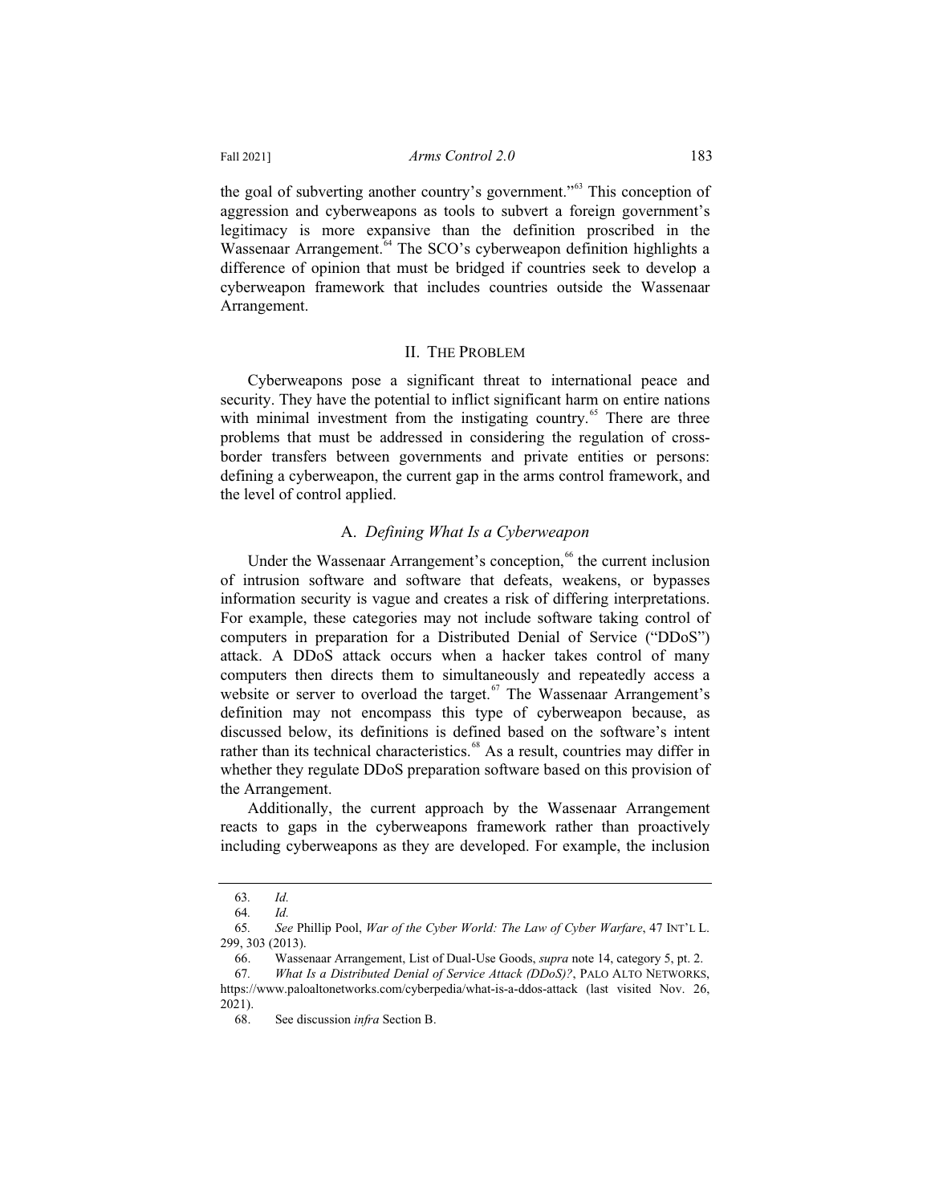the goal of subverting another country's government."[63] This conception of aggression and cyberweapons as tools to subvert a foreign government's legitimacy is more expansive than the definition proscribed in the Wassenaar Arrangement.[64] The SCO's cyberweapon definition highlights a difference of opinion that must be bridged if countries seek to develop a cyberweapon framework that includes countries outside the Wassenaar Arrangement.

## II. THE PROBLEM

Cyberweapons pose a significant threat to international peace and security. They have the potential to inflict significant harm on entire nations with minimal investment from the instigating country.[65] There are three problems that must be addressed in considering the regulation of cross-border transfers between governments and private entities or persons: defining a cyberweapon, the current gap in the arms control framework, and the level of control applied.

### A. *Defining What Is a Cyberweapon*

Under the Wassenaar Arrangement's conception,[66] the current inclusion of intrusion software and software that defeats, weakens, or bypasses information security is vague and creates a risk of differing interpretations. For example, these categories may not include software taking control of computers in preparation for a Distributed Denial of Service ("DDoS") attack. A DDoS attack occurs when a hacker takes control of many computers then directs them to simultaneously and repeatedly access a website or server to overload the target.[67] The Wassenaar Arrangement's definition may not encompass this type of cyberweapon because, as discussed below, its definitions is defined based on the software's intent rather than its technical characteristics.[68] As a result, countries may differ in whether they regulate DDoS preparation software based on this provision of the Arrangement.

Additionally, the current approach by the Wassenaar Arrangement reacts to gaps in the cyberweapons framework rather than proactively including cyberweapons as they are developed. For example, the inclusion

---

63. *Id.*

64. *Id.*

65. *See* Phillip Pool, *War of the Cyber World: The Law of Cyber Warfare*, 47 INT'L L. 299, 303 (2013).

66. Wassenaar Arrangement, List of Dual-Use Goods, *supra* note 14, category 5, pt. 2.

67. *What Is a Distributed Denial of Service Attack (DDoS)?*, PALO ALTO NETWORKS, https://www.paloaltonetworks.com/cyberpedia/what-is-a-ddos-attack (last visited Nov. 26, 2021).

68. See discussion *infra* Section B.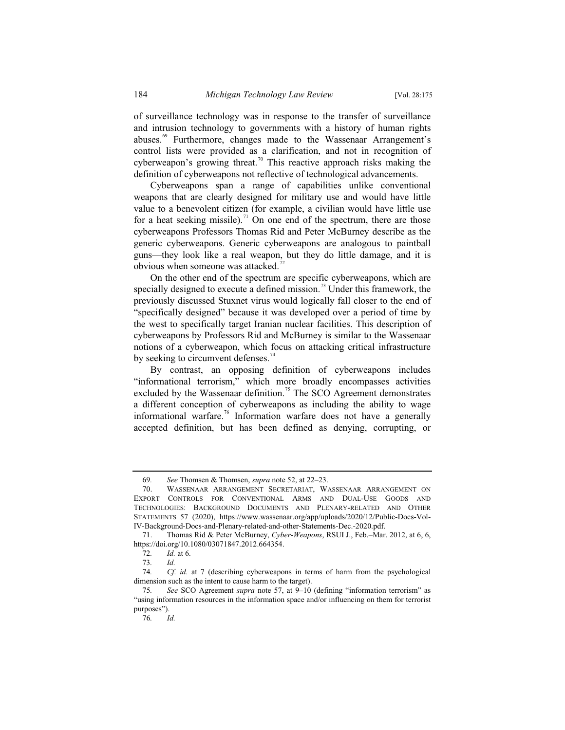of surveillance technology was in response to the transfer of surveillance and intrusion technology to governments with a history of human rights abuses.[69] Furthermore, changes made to the Wassenaar Arrangement's control lists were provided as a clarification, and not in recognition of cyberweapon's growing threat.[70] This reactive approach risks making the definition of cyberweapons not reflective of technological advancements.

Cyberweapons span a range of capabilities unlike conventional weapons that are clearly designed for military use and would have little value to a benevolent citizen (for example, a civilian would have little use for a heat seeking missile).[71] On one end of the spectrum, there are those cyberweapons Professors Thomas Rid and Peter McBurney describe as the generic cyberweapons. Generic cyberweapons are analogous to paintball guns—they look like a real weapon, but they do little damage, and it is obvious when someone was attacked.[72]

On the other end of the spectrum are specific cyberweapons, which are specially designed to execute a defined mission.[73] Under this framework, the previously discussed Stuxnet virus would logically fall closer to the end of "specifically designed" because it was developed over a period of time by the west to specifically target Iranian nuclear facilities. This description of cyberweapons by Professors Rid and McBurney is similar to the Wassenaar notions of a cyberweapon, which focus on attacking critical infrastructure by seeking to circumvent defenses.[74]

By contrast, an opposing definition of cyberweapons includes "informational terrorism," which more broadly encompasses activities excluded by the Wassenaar definition.[75] The SCO Agreement demonstrates a different conception of cyberweapons as including the ability to wage informational warfare.[76] Information warfare does not have a generally accepted definition, but has been defined as denying, corrupting, or

---

69. *See* Thomsen & Thomsen, *supra* note 52, at 22–23.

70. Wassenaar Arrangement Secretariat, Wassenaar Arrangement on Export Controls for Conventional Arms and Dual-Use Goods and Technologies: Background Documents and Plenary-related and Other Statements 57 (2020), https://www.wassenaar.org/app/uploads/2020/12/Public-Docs-Vol-IV-Background-Docs-and-Plenary-related-and-other-Statements-Dec.-2020.pdf.

71. Thomas Rid & Peter McBurney, *Cyber-Weapons*, RSUI J., Feb.–Mar. 2012, at 6, 6, https://doi.org/10.1080/03071847.2012.664354.

72. *Id.* at 6.

73. *Id.*

74. *Cf. id.* at 7 (describing cyberweapons in terms of harm from the psychological dimension such as the intent to cause harm to the target).

75. *See* SCO Agreement *supra* note 57, at 9–10 (defining "information terrorism" as "using information resources in the information space and/or influencing on them for terrorist purposes").

76. *Id.*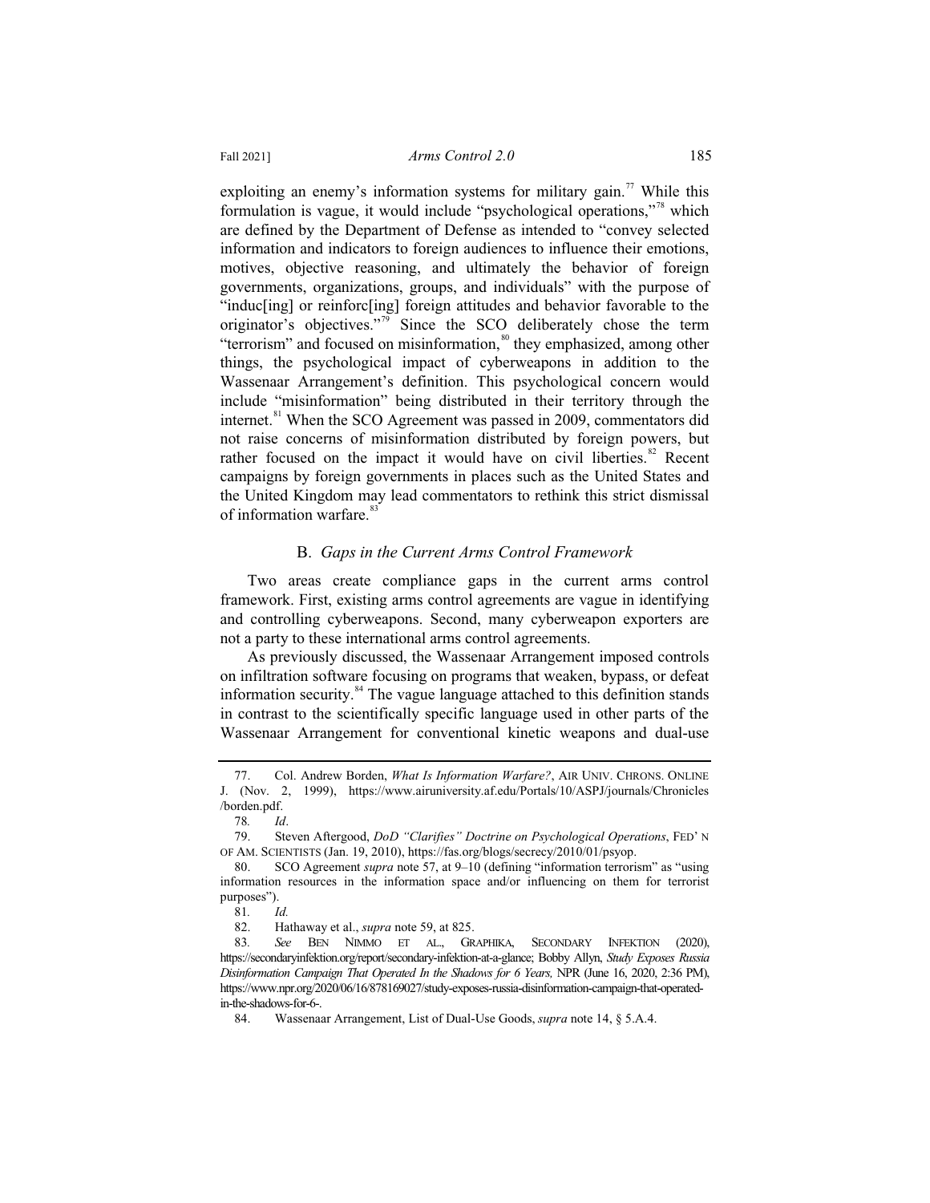exploiting an enemy's information systems for military gain.[77] While this formulation is vague, it would include "psychological operations,"[78] which are defined by the Department of Defense as intended to "convey selected information and indicators to foreign audiences to influence their emotions, motives, objective reasoning, and ultimately the behavior of foreign governments, organizations, groups, and individuals" with the purpose of "induc[ing] or reinforc[ing] foreign attitudes and behavior favorable to the originator's objectives."[79] Since the SCO deliberately chose the term "terrorism" and focused on misinformation,[80] they emphasized, among other things, the psychological impact of cyberweapons in addition to the Wassenaar Arrangement's definition. This psychological concern would include "misinformation" being distributed in their territory through the internet.[81] When the SCO Agreement was passed in 2009, commentators did not raise concerns of misinformation distributed by foreign powers, but rather focused on the impact it would have on civil liberties.[82] Recent campaigns by foreign governments in places such as the United States and the United Kingdom may lead commentators to rethink this strict dismissal of information warfare.[83]

### B. *Gaps in the Current Arms Control Framework*

Two areas create compliance gaps in the current arms control framework. First, existing arms control agreements are vague in identifying and controlling cyberweapons. Second, many cyberweapon exporters are not a party to these international arms control agreements.

As previously discussed, the Wassenaar Arrangement imposed controls on infiltration software focusing on programs that weaken, bypass, or defeat information security.[84] The vague language attached to this definition stands in contrast to the scientifically specific language used in other parts of the Wassenaar Arrangement for conventional kinetic weapons and dual-use

---

77. Col. Andrew Borden, *What Is Information Warfare?*, AIR UNIV. CHRONS. ONLINE J. (Nov. 2, 1999), https://www.airuniversity.af.edu/Portals/10/ASPJ/journals/Chronicles/borden.pdf.

78. *Id*.

79. Steven Aftergood, *DoD "Clarifies" Doctrine on Psychological Operations*, FED'N OF AM. SCIENTISTS (Jan. 19, 2010), https://fas.org/blogs/secrecy/2010/01/psyop.

80. SCO Agreement *supra* note 57, at 9–10 (defining "information terrorism" as "using information resources in the information space and/or influencing on them for terrorist purposes").

81. *Id.*

82. Hathaway et al., *supra* note 59, at 825.

83. *See* BEN NIMMO ET AL., GRAPHIKA, SECONDARY INFEKTION (2020), https://secondaryinfektion.org/report/secondary-infektion-at-a-glance; Bobby Allyn, *Study Exposes Russia Disinformation Campaign That Operated In the Shadows for 6 Years,* NPR (June 16, 2020, 2:36 PM), https://www.npr.org/2020/06/16/878169027/study-exposes-russia-disinformation-campaign-that-operated-in-the-shadows-for-6-.

84. Wassenaar Arrangement, List of Dual-Use Goods, *supra* note 14, § 5.A.4.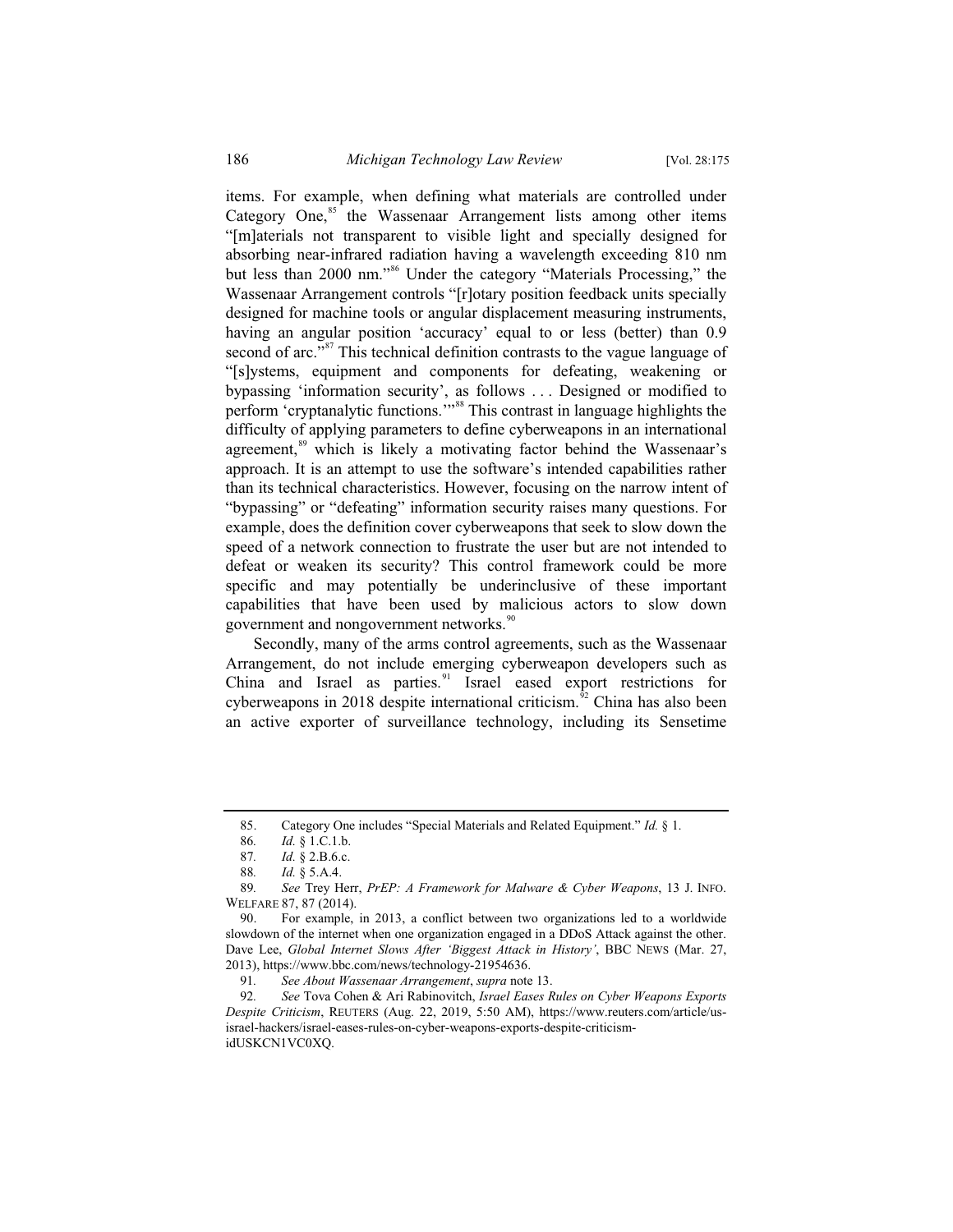items. For example, when defining what materials are controlled under Category One,[85] the Wassenaar Arrangement lists among other items "[m]aterials not transparent to visible light and specially designed for absorbing near-infrared radiation having a wavelength exceeding 810 nm but less than 2000 nm."[86] Under the category "Materials Processing," the Wassenaar Arrangement controls "[r]otary position feedback units specially designed for machine tools or angular displacement measuring instruments, having an angular position 'accuracy' equal to or less (better) than 0.9 second of arc."[87] This technical definition contrasts to the vague language of "[s]ystems, equipment and components for defeating, weakening or bypassing 'information security', as follows . . . Designed or modified to perform 'cryptanalytic functions.'"[88] This contrast in language highlights the difficulty of applying parameters to define cyberweapons in an international agreement,[89] which is likely a motivating factor behind the Wassenaar's approach. It is an attempt to use the software's intended capabilities rather than its technical characteristics. However, focusing on the narrow intent of "bypassing" or "defeating" information security raises many questions. For example, does the definition cover cyberweapons that seek to slow down the speed of a network connection to frustrate the user but are not intended to defeat or weaken its security? This control framework could be more specific and may potentially be underinclusive of these important capabilities that have been used by malicious actors to slow down government and nongovernment networks.[90]

Secondly, many of the arms control agreements, such as the Wassenaar Arrangement, do not include emerging cyberweapon developers such as China and Israel as parties.[91] Israel eased export restrictions for cyberweapons in 2018 despite international criticism.[92] China has also been an active exporter of surveillance technology, including its Sensetime

---

85. Category One includes "Special Materials and Related Equipment." *Id.* § 1.

86. *Id.* § 1.C.1.b.

87. *Id.* § 2.B.6.c.

88. *Id.* § 5.A.4.

89. *See* Trey Herr, *PrEP: A Framework for Malware & Cyber Weapons*, 13 J. INFO. WELFARE 87, 87 (2014).

90. For example, in 2013, a conflict between two organizations led to a worldwide slowdown of the internet when one organization engaged in a DDoS Attack against the other. Dave Lee, *Global Internet Slows After 'Biggest Attack in History'*, BBC NEWS (Mar. 27, 2013), https://www.bbc.com/news/technology-21954636.

91. *See About Wassenaar Arrangement*, *supra* note 13.

92. *See* Tova Cohen & Ari Rabinovitch, *Israel Eases Rules on Cyber Weapons Exports Despite Criticism*, REUTERS (Aug. 22, 2019, 5:50 AM), https://www.reuters.com/article/us-israel-hackers/israel-eases-rules-on-cyber-weapons-exports-despite-criticism-idUSKCN1VC0XQ.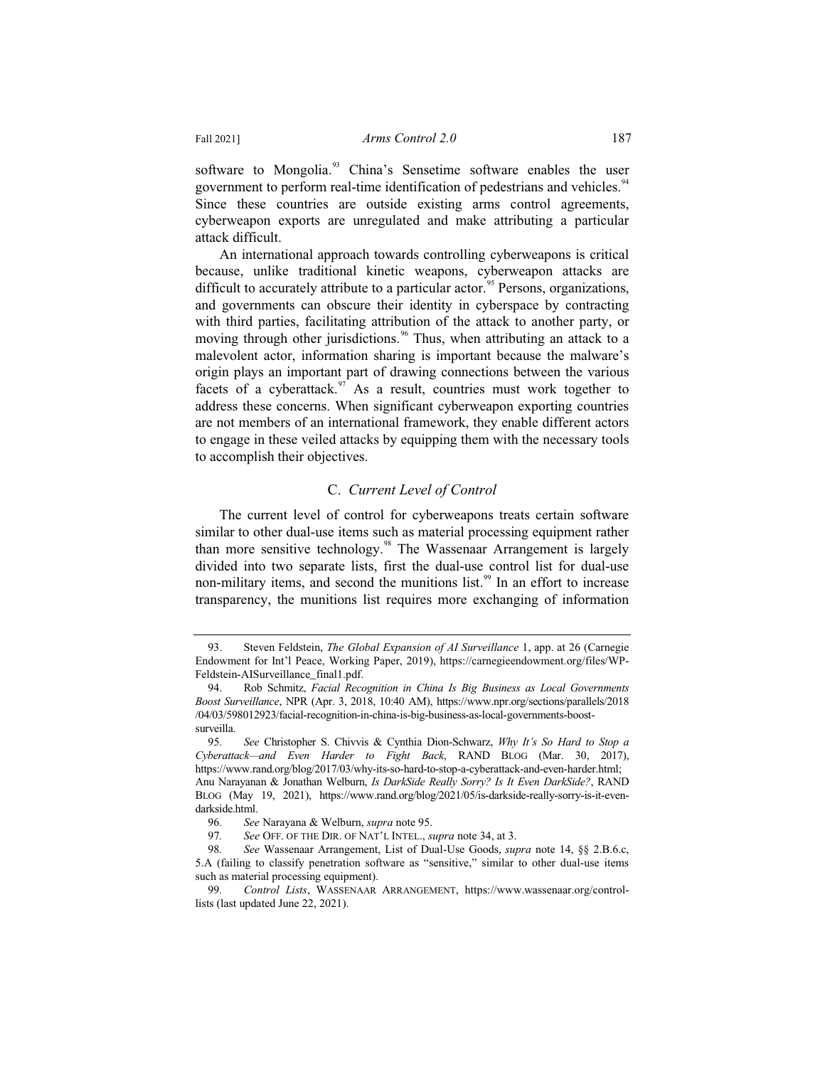software to Mongolia.[93] China's Sensetime software enables the user government to perform real-time identification of pedestrians and vehicles.[94] Since these countries are outside existing arms control agreements, cyberweapon exports are unregulated and make attributing a particular attack difficult.

An international approach towards controlling cyberweapons is critical because, unlike traditional kinetic weapons, cyberweapon attacks are difficult to accurately attribute to a particular actor.[95] Persons, organizations, and governments can obscure their identity in cyberspace by contracting with third parties, facilitating attribution of the attack to another party, or moving through other jurisdictions.[96] Thus, when attributing an attack to a malevolent actor, information sharing is important because the malware's origin plays an important part of drawing connections between the various facets of a cyberattack.[97] As a result, countries must work together to address these concerns. When significant cyberweapon exporting countries are not members of an international framework, they enable different actors to engage in these veiled attacks by equipping them with the necessary tools to accomplish their objectives.

### C. *Current Level of Control*

The current level of control for cyberweapons treats certain software similar to other dual-use items such as material processing equipment rather than more sensitive technology.[98] The Wassenaar Arrangement is largely divided into two separate lists, first the dual-use control list for dual-use non-military items, and second the munitions list.[99] In an effort to increase transparency, the munitions list requires more exchanging of information

---

93. Steven Feldstein, *The Global Expansion of AI Surveillance* 1, app. at 26 (Carnegie Endowment for Int'l Peace, Working Paper, 2019), https://carnegieendowment.org/files/WP-Feldstein-AISurveillance_final1.pdf.

94. Rob Schmitz, *Facial Recognition in China Is Big Business as Local Governments Boost Surveillance*, NPR (Apr. 3, 2018, 10:40 AM), https://www.npr.org/sections/parallels/2018/04/03/598012923/facial-recognition-in-china-is-big-business-as-local-governments-boost-surveilla.

95. *See* Christopher S. Chivvis & Cynthia Dion-Schwarz, *Why It's So Hard to Stop a Cyberattack—and Even Harder to Fight Back*, RAND BLOG (Mar. 30, 2017), https://www.rand.org/blog/2017/03/why-its-so-hard-to-stop-a-cyberattack-and-even-harder.html; Anu Narayanan & Jonathan Welburn, *Is DarkSide Really Sorry? Is It Even DarkSide?*, RAND BLOG (May 19, 2021), https://www.rand.org/blog/2021/05/is-darkside-really-sorry-is-it-even-darkside.html.

96. *See* Narayana & Welburn, *supra* note 95.

97. *See* OFF. OF THE DIR. OF NAT'L INTEL., *supra* note 34, at 3.

98. *See* Wassenaar Arrangement, List of Dual-Use Goods, *supra* note 14, §§ 2.B.6.c, 5.A (failing to classify penetration software as "sensitive," similar to other dual-use items such as material processing equipment).

99. *Control Lists*, WASSENAAR ARRANGEMENT, https://www.wassenaar.org/control-lists (last updated June 22, 2021).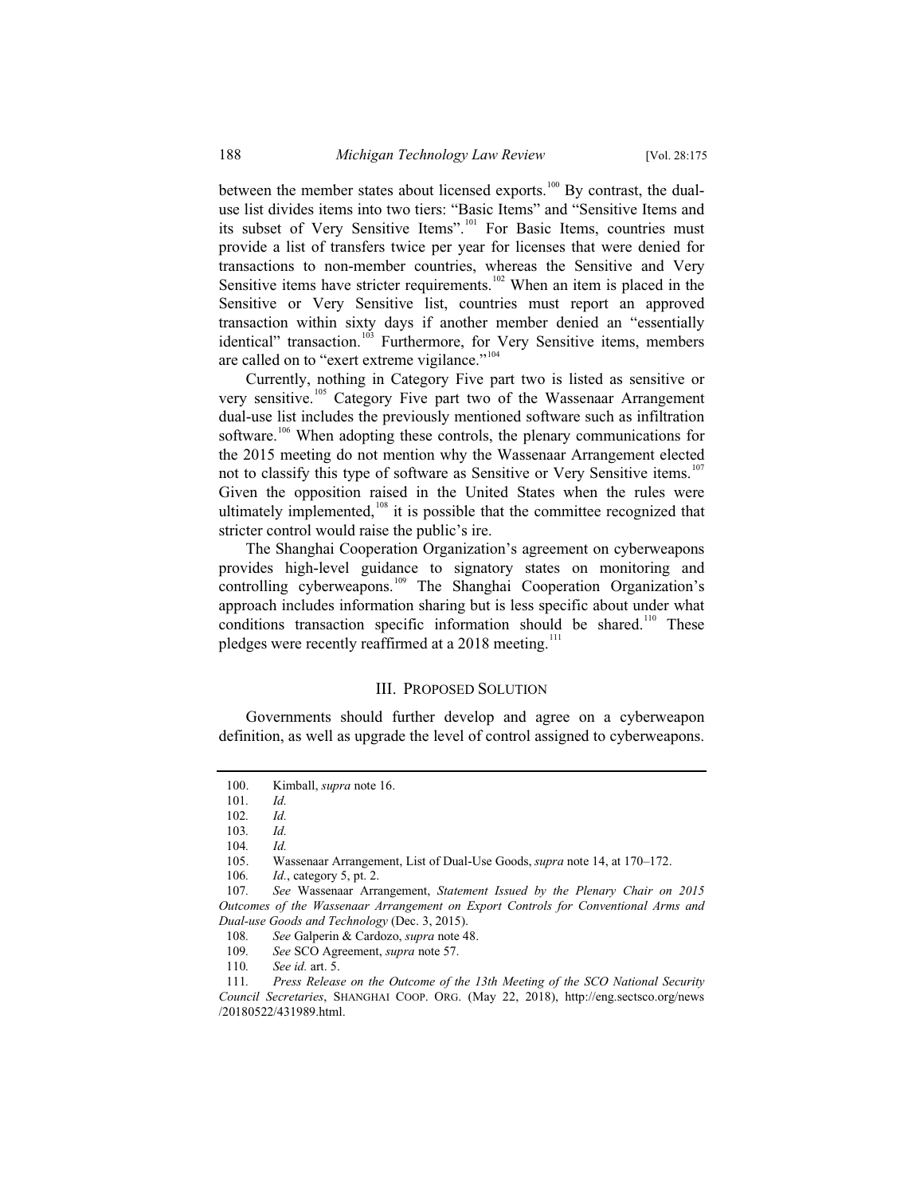between the member states about licensed exports.[100] By contrast, the dual-use list divides items into two tiers: "Basic Items" and "Sensitive Items and its subset of Very Sensitive Items".[101] For Basic Items, countries must provide a list of transfers twice per year for licenses that were denied for transactions to non-member countries, whereas the Sensitive and Very Sensitive items have stricter requirements.[102] When an item is placed in the Sensitive or Very Sensitive list, countries must report an approved transaction within sixty days if another member denied an "essentially identical" transaction.[103] Furthermore, for Very Sensitive items, members are called on to "exert extreme vigilance."[104]

Currently, nothing in Category Five part two is listed as sensitive or very sensitive.[105] Category Five part two of the Wassenaar Arrangement dual-use list includes the previously mentioned software such as infiltration software.[106] When adopting these controls, the plenary communications for the 2015 meeting do not mention why the Wassenaar Arrangement elected not to classify this type of software as Sensitive or Very Sensitive items.[107] Given the opposition raised in the United States when the rules were ultimately implemented,[108] it is possible that the committee recognized that stricter control would raise the public's ire.

The Shanghai Cooperation Organization's agreement on cyberweapons provides high-level guidance to signatory states on monitoring and controlling cyberweapons.[109] The Shanghai Cooperation Organization's approach includes information sharing but is less specific about under what conditions transaction specific information should be shared.[110] These pledges were recently reaffirmed at a 2018 meeting.[111]

## III. Proposed Solution

Governments should further develop and agree on a cyberweapon definition, as well as upgrade the level of control assigned to cyberweapons.

---

100. Kimball, *supra* note 16.
101. *Id.*
102. *Id.*
103. *Id.*
104. *Id.*
105. Wassenaar Arrangement, List of Dual-Use Goods, *supra* note 14, at 170–172.
106. *Id.*, category 5, pt. 2.
107. *See* Wassenaar Arrangement, *Statement Issued by the Plenary Chair on 2015 Outcomes of the Wassenaar Arrangement on Export Controls for Conventional Arms and Dual-use Goods and Technology* (Dec. 3, 2015).
108. *See* Galperin & Cardozo, *supra* note 48.
109. *See* SCO Agreement, *supra* note 57.
110. *See id.* art. 5.
111. *Press Release on the Outcome of the 13th Meeting of the SCO National Security Council Secretaries*, SHANGHAI COOP. ORG. (May 22, 2018), http://eng.sectsco.org/news/20180522/431989.html.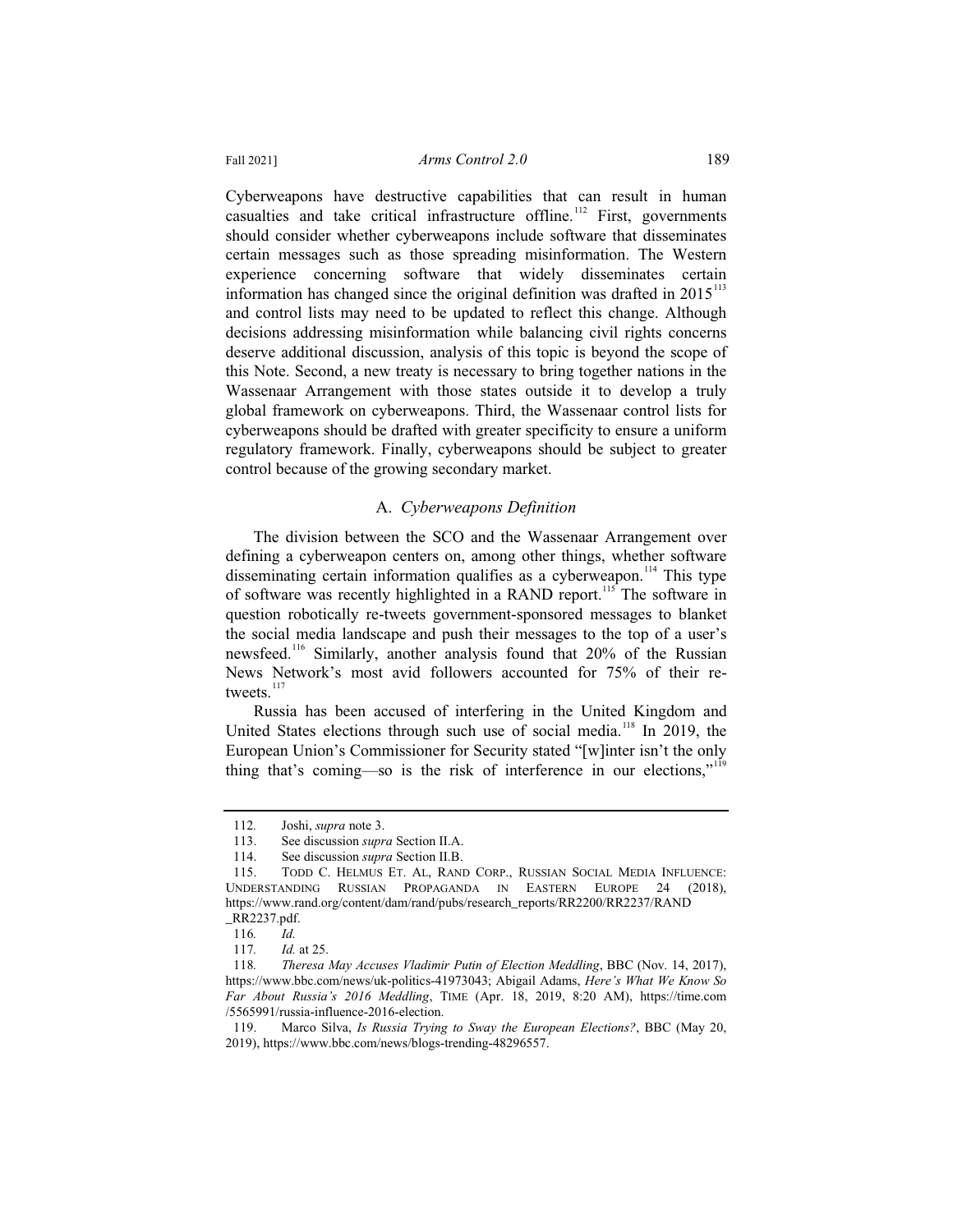Cyberweapons have destructive capabilities that can result in human casualties and take critical infrastructure offline.[112] First, governments should consider whether cyberweapons include software that disseminates certain messages such as those spreading misinformation. The Western experience concerning software that widely disseminates certain information has changed since the original definition was drafted in 2015[113] and control lists may need to be updated to reflect this change. Although decisions addressing misinformation while balancing civil rights concerns deserve additional discussion, analysis of this topic is beyond the scope of this Note. Second, a new treaty is necessary to bring together nations in the Wassenaar Arrangement with those states outside it to develop a truly global framework on cyberweapons. Third, the Wassenaar control lists for cyberweapons should be drafted with greater specificity to ensure a uniform regulatory framework. Finally, cyberweapons should be subject to greater control because of the growing secondary market.

### A. *Cyberweapons Definition*

The division between the SCO and the Wassenaar Arrangement over defining a cyberweapon centers on, among other things, whether software disseminating certain information qualifies as a cyberweapon.[114] This type of software was recently highlighted in a RAND report.[115] The software in question robotically re-tweets government-sponsored messages to blanket the social media landscape and push their messages to the top of a user's newsfeed.[116] Similarly, another analysis found that 20% of the Russian News Network's most avid followers accounted for 75% of their re-tweets.[117]

Russia has been accused of interfering in the United Kingdom and United States elections through such use of social media.[118] In 2019, the European Union's Commissioner for Security stated "[w]inter isn't the only thing that's coming—so is the risk of interference in our elections,"[119]

---

112. Joshi, *supra* note 3.

113. See discussion *supra* Section II.A.

114. See discussion *supra* Section II.B.

115. TODD C. HELMUS ET. AL, RAND CORP., RUSSIAN SOCIAL MEDIA INFLUENCE: UNDERSTANDING RUSSIAN PROPAGANDA IN EASTERN EUROPE 24 (2018), https://www.rand.org/content/dam/rand/pubs/research_reports/RR2200/RR2237/RAND_RR2237.pdf.

116. *Id.*

117. *Id.* at 25.

118. *Theresa May Accuses Vladimir Putin of Election Meddling*, BBC (Nov. 14, 2017), https://www.bbc.com/news/uk-politics-41973043; Abigail Adams, *Here's What We Know So Far About Russia's 2016 Meddling*, TIME (Apr. 18, 2019, 8:20 AM), https://time.com/5565991/russia-influence-2016-election.

119. Marco Silva, *Is Russia Trying to Sway the European Elections?*, BBC (May 20, 2019), https://www.bbc.com/news/blogs-trending-48296557.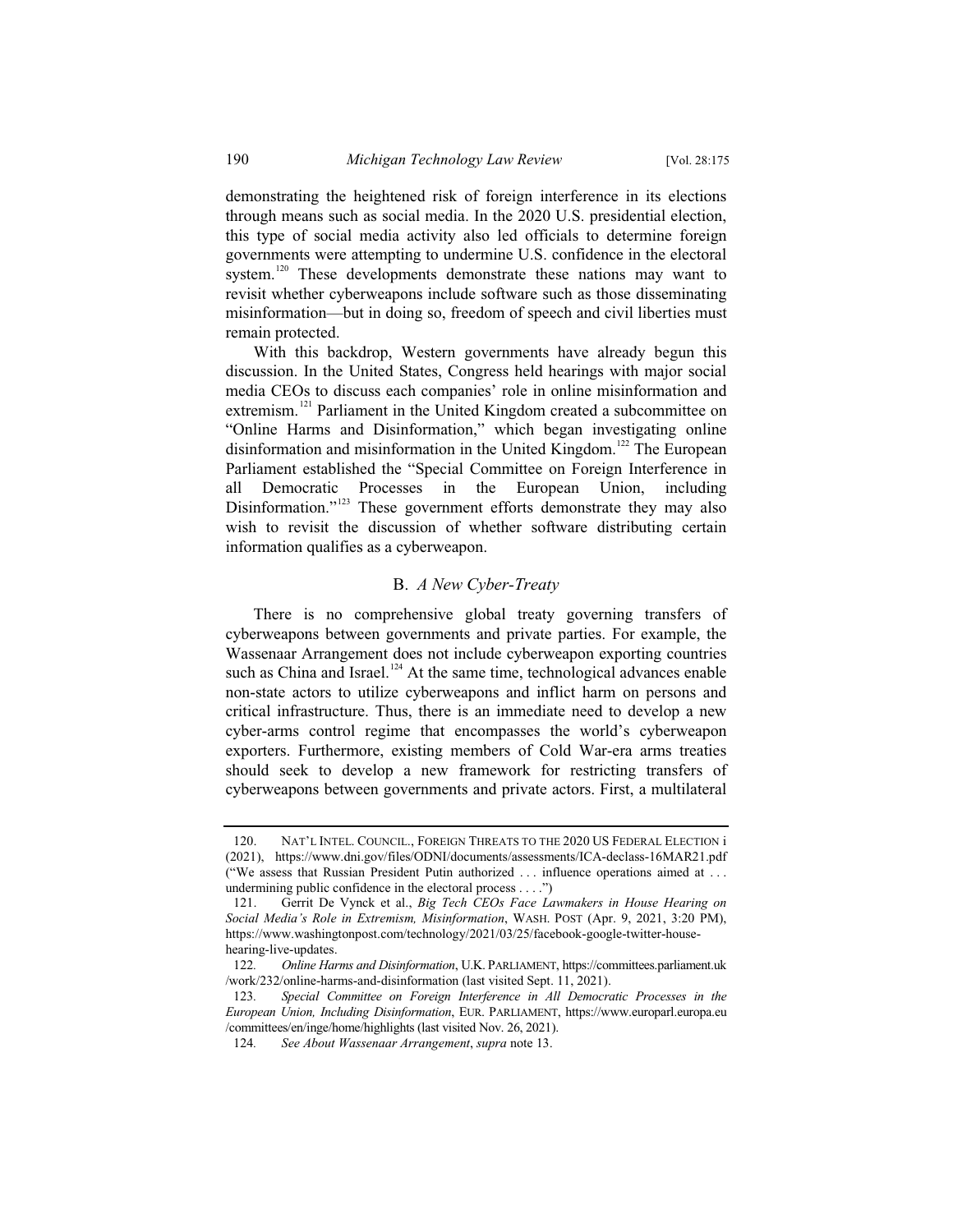demonstrating the heightened risk of foreign interference in its elections through means such as social media. In the 2020 U.S. presidential election, this type of social media activity also led officials to determine foreign governments were attempting to undermine U.S. confidence in the electoral system.[120] These developments demonstrate these nations may want to revisit whether cyberweapons include software such as those disseminating misinformation—but in doing so, freedom of speech and civil liberties must remain protected.

With this backdrop, Western governments have already begun this discussion. In the United States, Congress held hearings with major social media CEOs to discuss each companies' role in online misinformation and extremism.[121] Parliament in the United Kingdom created a subcommittee on "Online Harms and Disinformation," which began investigating online disinformation and misinformation in the United Kingdom.[122] The European Parliament established the "Special Committee on Foreign Interference in all Democratic Processes in the European Union, including Disinformation."[123] These government efforts demonstrate they may also wish to revisit the discussion of whether software distributing certain information qualifies as a cyberweapon.

### B. *A New Cyber-Treaty*

There is no comprehensive global treaty governing transfers of cyberweapons between governments and private parties. For example, the Wassenaar Arrangement does not include cyberweapon exporting countries such as China and Israel.[124] At the same time, technological advances enable non-state actors to utilize cyberweapons and inflict harm on persons and critical infrastructure. Thus, there is an immediate need to develop a new cyber-arms control regime that encompasses the world's cyberweapon exporters. Furthermore, existing members of Cold War-era arms treaties should seek to develop a new framework for restricting transfers of cyberweapons between governments and private actors. First, a multilateral

---

120. NAT'L INTEL. COUNCIL., FOREIGN THREATS TO THE 2020 US FEDERAL ELECTION i (2021), https://www.dni.gov/files/ODNI/documents/assessments/ICA-declass-16MAR21.pdf ("We assess that Russian President Putin authorized . . . influence operations aimed at . . . undermining public confidence in the electoral process . . . .")

121. Gerrit De Vynck et al., *Big Tech CEOs Face Lawmakers in House Hearing on Social Media's Role in Extremism, Misinformation*, WASH. POST (Apr. 9, 2021, 3:20 PM), https://www.washingtonpost.com/technology/2021/03/25/facebook-google-twitter-house-hearing-live-updates.

122. *Online Harms and Disinformation*, U.K. PARLIAMENT, https://committees.parliament.uk/work/232/online-harms-and-disinformation (last visited Sept. 11, 2021).

123. *Special Committee on Foreign Interference in All Democratic Processes in the European Union, Including Disinformation*, EUR. PARLIAMENT, https://www.europarl.europa.eu/committees/en/inge/home/highlights (last visited Nov. 26, 2021).

124. *See About Wassenaar Arrangement*, *supra* note 13.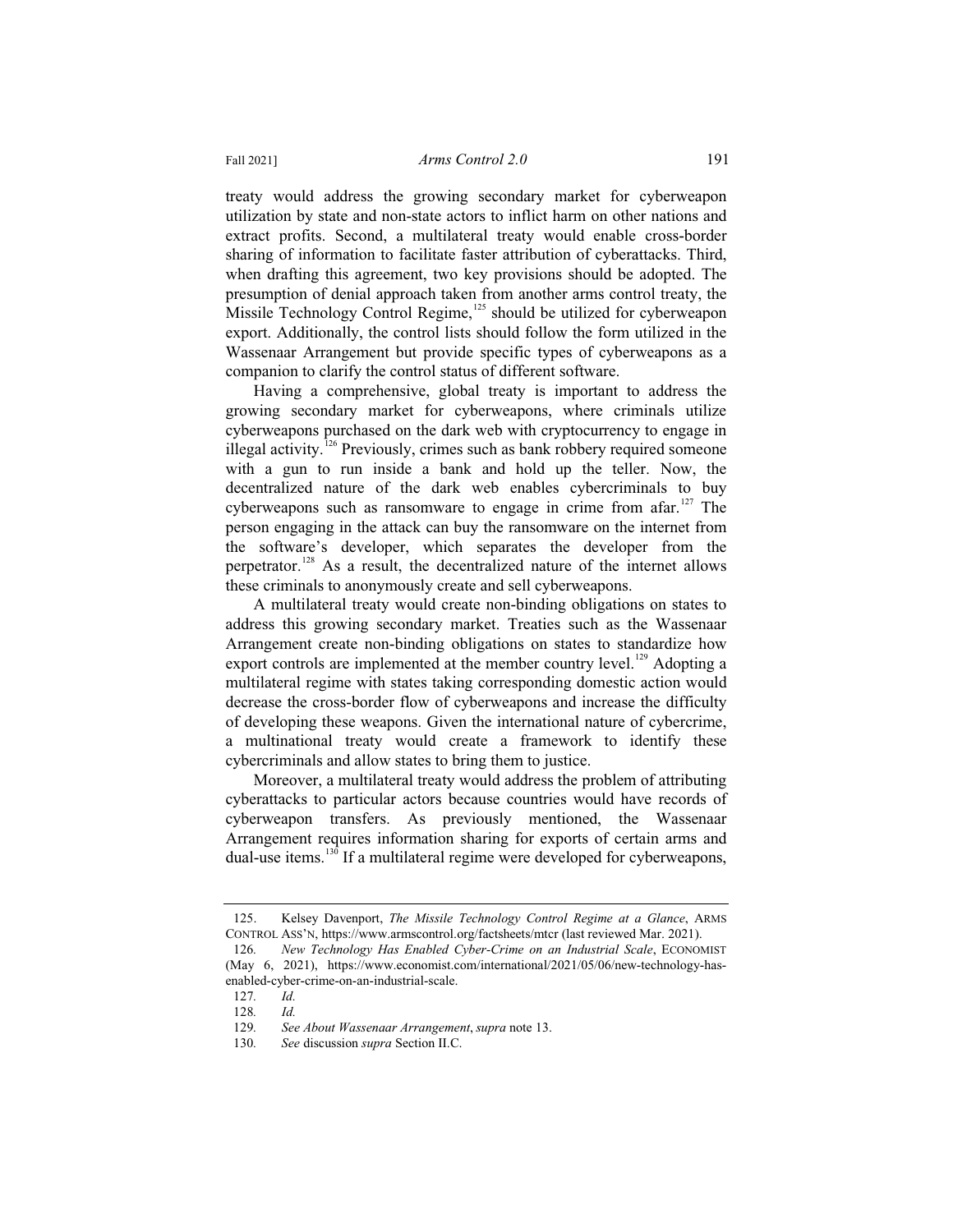treaty would address the growing secondary market for cyberweapon utilization by state and non-state actors to inflict harm on other nations and extract profits. Second, a multilateral treaty would enable cross-border sharing of information to facilitate faster attribution of cyberattacks. Third, when drafting this agreement, two key provisions should be adopted. The presumption of denial approach taken from another arms control treaty, the Missile Technology Control Regime,[125] should be utilized for cyberweapon export. Additionally, the control lists should follow the form utilized in the Wassenaar Arrangement but provide specific types of cyberweapons as a companion to clarify the control status of different software.

Having a comprehensive, global treaty is important to address the growing secondary market for cyberweapons, where criminals utilize cyberweapons purchased on the dark web with cryptocurrency to engage in illegal activity.[126] Previously, crimes such as bank robbery required someone with a gun to run inside a bank and hold up the teller. Now, the decentralized nature of the dark web enables cybercriminals to buy cyberweapons such as ransomware to engage in crime from afar.[127] The person engaging in the attack can buy the ransomware on the internet from the software's developer, which separates the developer from the perpetrator.[128] As a result, the decentralized nature of the internet allows these criminals to anonymously create and sell cyberweapons.

A multilateral treaty would create non-binding obligations on states to address this growing secondary market. Treaties such as the Wassenaar Arrangement create non-binding obligations on states to standardize how export controls are implemented at the member country level.[129] Adopting a multilateral regime with states taking corresponding domestic action would decrease the cross-border flow of cyberweapons and increase the difficulty of developing these weapons. Given the international nature of cybercrime, a multinational treaty would create a framework to identify these cybercriminals and allow states to bring them to justice.

Moreover, a multilateral treaty would address the problem of attributing cyberattacks to particular actors because countries would have records of cyberweapon transfers. As previously mentioned, the Wassenaar Arrangement requires information sharing for exports of certain arms and dual-use items.[130] If a multilateral regime were developed for cyberweapons,

---

125. Kelsey Davenport, *The Missile Technology Control Regime at a Glance*, ARMS CONTROL ASS'N, https://www.armscontrol.org/factsheets/mtcr (last reviewed Mar. 2021).

126. *New Technology Has Enabled Cyber-Crime on an Industrial Scale*, ECONOMIST (May 6, 2021), https://www.economist.com/international/2021/05/06/new-technology-has-enabled-cyber-crime-on-an-industrial-scale.

127. *Id.*

128. *Id.*

129. *See About Wassenaar Arrangement*, *supra* note 13.

130. *See* discussion *supra* Section II.C.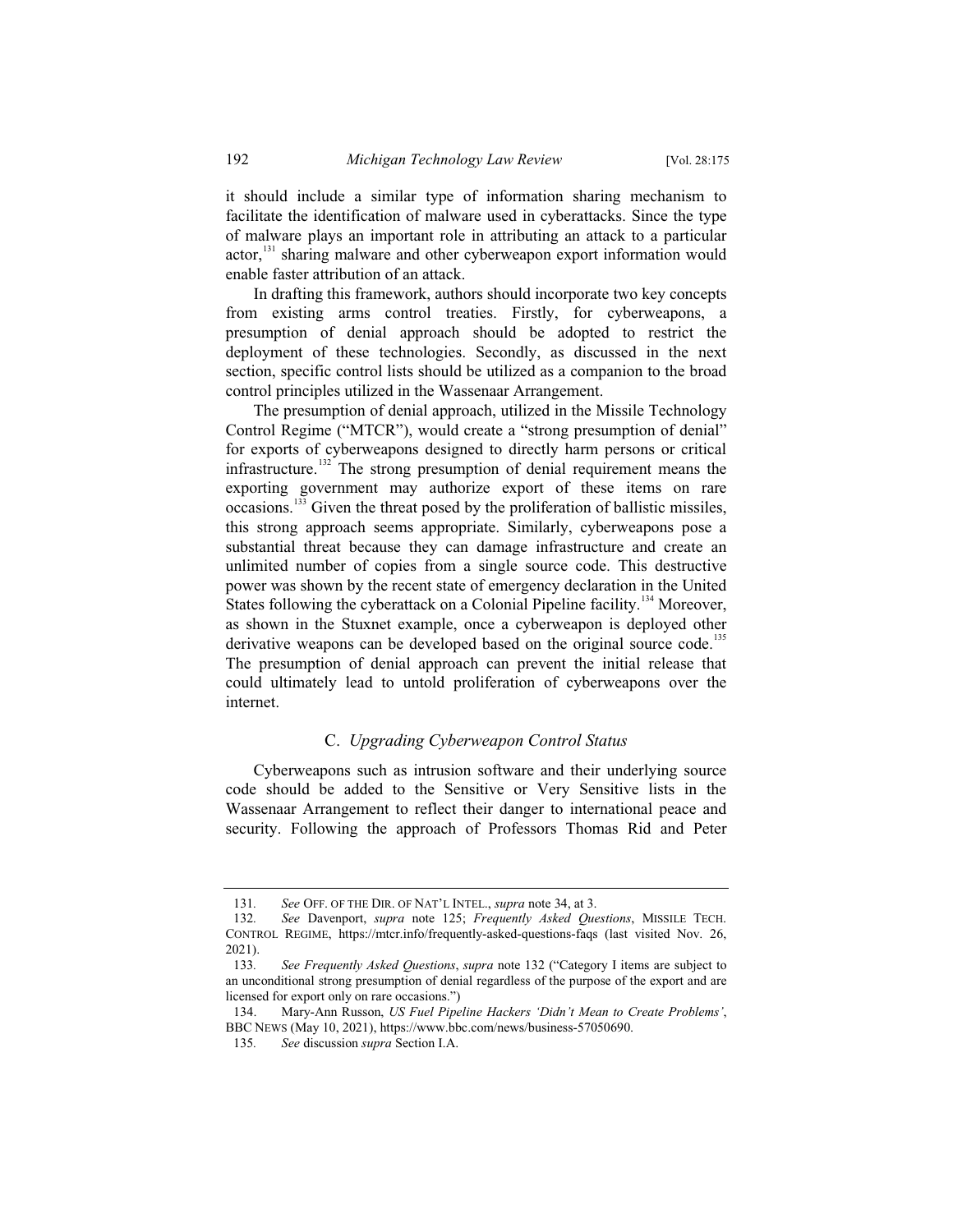it should include a similar type of information sharing mechanism to facilitate the identification of malware used in cyberattacks. Since the type of malware plays an important role in attributing an attack to a particular actor,[131] sharing malware and other cyberweapon export information would enable faster attribution of an attack.

In drafting this framework, authors should incorporate two key concepts from existing arms control treaties. Firstly, for cyberweapons, a presumption of denial approach should be adopted to restrict the deployment of these technologies. Secondly, as discussed in the next section, specific control lists should be utilized as a companion to the broad control principles utilized in the Wassenaar Arrangement.

The presumption of denial approach, utilized in the Missile Technology Control Regime ("MTCR"), would create a "strong presumption of denial" for exports of cyberweapons designed to directly harm persons or critical infrastructure.[132] The strong presumption of denial requirement means the exporting government may authorize export of these items on rare occasions.[133] Given the threat posed by the proliferation of ballistic missiles, this strong approach seems appropriate. Similarly, cyberweapons pose a substantial threat because they can damage infrastructure and create an unlimited number of copies from a single source code. This destructive power was shown by the recent state of emergency declaration in the United States following the cyberattack on a Colonial Pipeline facility.[134] Moreover, as shown in the Stuxnet example, once a cyberweapon is deployed other derivative weapons can be developed based on the original source code.[135] The presumption of denial approach can prevent the initial release that could ultimately lead to untold proliferation of cyberweapons over the internet.

### C. *Upgrading Cyberweapon Control Status*

Cyberweapons such as intrusion software and their underlying source code should be added to the Sensitive or Very Sensitive lists in the Wassenaar Arrangement to reflect their danger to international peace and security. Following the approach of Professors Thomas Rid and Peter

---

131. *See* OFF. OF THE DIR. OF NAT'L INTEL., *supra* note 34, at 3.

132. *See* Davenport, *supra* note 125; *Frequently Asked Questions*, MISSILE TECH. CONTROL REGIME, https://mtcr.info/frequently-asked-questions-faqs (last visited Nov. 26, 2021).

133. *See Frequently Asked Questions*, *supra* note 132 ("Category I items are subject to an unconditional strong presumption of denial regardless of the purpose of the export and are licensed for export only on rare occasions.")

134. Mary-Ann Russon, *US Fuel Pipeline Hackers 'Didn't Mean to Create Problems'*, BBC NEWS (May 10, 2021), https://www.bbc.com/news/business-57050690.

135. *See* discussion *supra* Section I.A.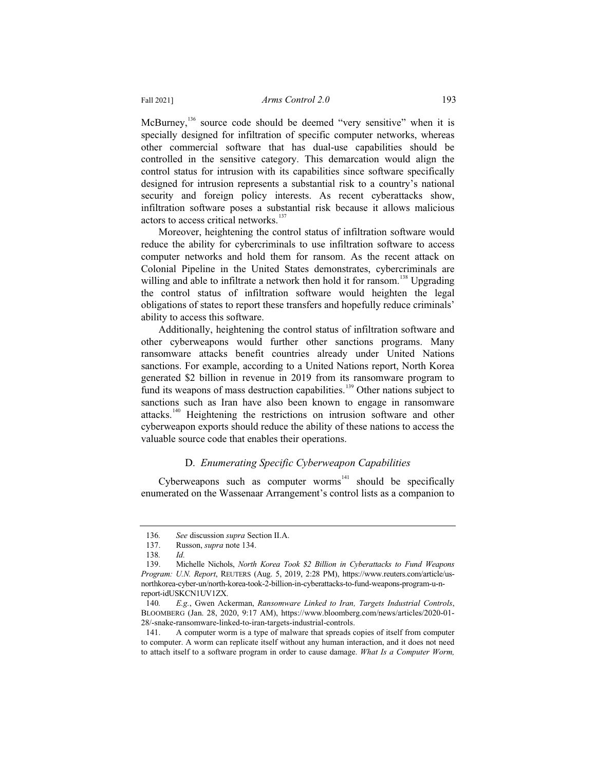McBurney,[136] source code should be deemed "very sensitive" when it is specially designed for infiltration of specific computer networks, whereas other commercial software that has dual-use capabilities should be controlled in the sensitive category. This demarcation would align the control status for intrusion with its capabilities since software specifically designed for intrusion represents a substantial risk to a country's national security and foreign policy interests. As recent cyberattacks show, infiltration software poses a substantial risk because it allows malicious actors to access critical networks.[137]

Moreover, heightening the control status of infiltration software would reduce the ability for cybercriminals to use infiltration software to access computer networks and hold them for ransom. As the recent attack on Colonial Pipeline in the United States demonstrates, cybercriminals are willing and able to infiltrate a network then hold it for ransom.[138] Upgrading the control status of infiltration software would heighten the legal obligations of states to report these transfers and hopefully reduce criminals' ability to access this software.

Additionally, heightening the control status of infiltration software and other cyberweapons would further other sanctions programs. Many ransomware attacks benefit countries already under United Nations sanctions. For example, according to a United Nations report, North Korea generated $2 billion in revenue in 2019 from its ransomware program to fund its weapons of mass destruction capabilities.[139] Other nations subject to sanctions such as Iran have also been known to engage in ransomware attacks.[140] Heightening the restrictions on intrusion software and other cyberweapon exports should reduce the ability of these nations to access the valuable source code that enables their operations.

### D. *Enumerating Specific Cyberweapon Capabilities*

Cyberweapons such as computer worms[141] should be specifically enumerated on the Wassenaar Arrangement's control lists as a companion to

---

136. *See* discussion *supra* Section II.A.

137. Russon, *supra* note 134.

138. *Id.*

139. Michelle Nichols, *North Korea Took $2 Billion in Cyberattacks to Fund Weapons Program: U.N. Report*, REUTERS (Aug. 5, 2019, 2:28 PM), https://www.reuters.com/article/us-northkorea-cyber-un/north-korea-took-2-billion-in-cyberattacks-to-fund-weapons-program-u-n-report-idUSKCN1UV1ZX.

140. *E.g.*, Gwen Ackerman, *Ransomware Linked to Iran, Targets Industrial Controls*, BLOOMBERG (Jan. 28, 2020, 9:17 AM), https://www.bloomberg.com/news/articles/2020-01-28/-snake-ransomware-linked-to-iran-targets-industrial-controls.

141. A computer worm is a type of malware that spreads copies of itself from computer to computer. A worm can replicate itself without any human interaction, and it does not need to attach itself to a software program in order to cause damage. *What Is a Computer Worm,*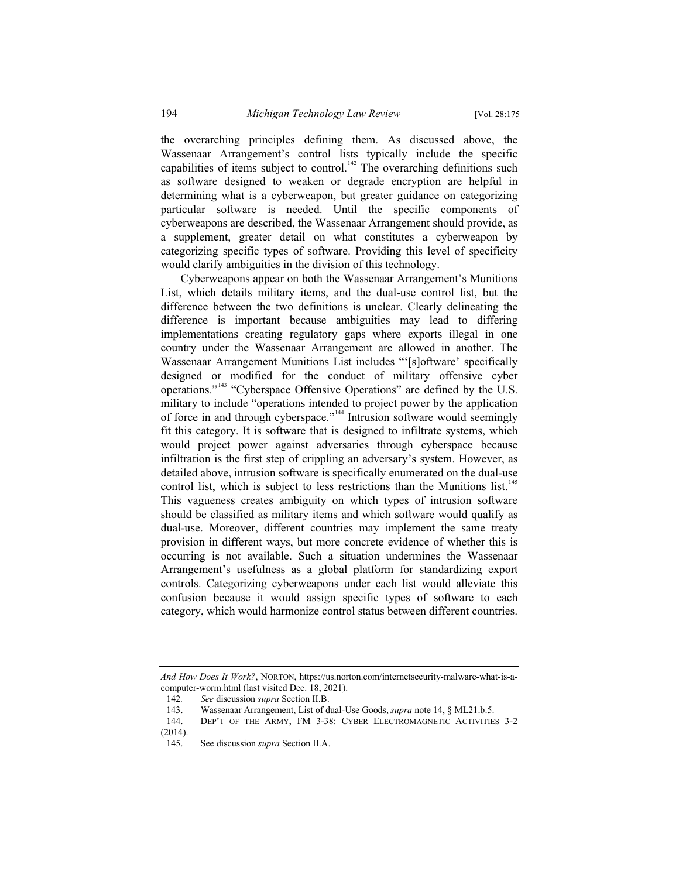the overarching principles defining them. As discussed above, the Wassenaar Arrangement's control lists typically include the specific capabilities of items subject to control.[142] The overarching definitions such as software designed to weaken or degrade encryption are helpful in determining what is a cyberweapon, but greater guidance on categorizing particular software is needed. Until the specific components of cyberweapons are described, the Wassenaar Arrangement should provide, as a supplement, greater detail on what constitutes a cyberweapon by categorizing specific types of software. Providing this level of specificity would clarify ambiguities in the division of this technology.

Cyberweapons appear on both the Wassenaar Arrangement's Munitions List, which details military items, and the dual-use control list, but the difference between the two definitions is unclear. Clearly delineating the difference is important because ambiguities may lead to differing implementations creating regulatory gaps where exports illegal in one country under the Wassenaar Arrangement are allowed in another. The Wassenaar Arrangement Munitions List includes "'[s]oftware' specifically designed or modified for the conduct of military offensive cyber operations."[143] "Cyberspace Offensive Operations" are defined by the U.S. military to include "operations intended to project power by the application of force in and through cyberspace."[144] Intrusion software would seemingly fit this category. It is software that is designed to infiltrate systems, which would project power against adversaries through cyberspace because infiltration is the first step of crippling an adversary's system. However, as detailed above, intrusion software is specifically enumerated on the dual-use control list, which is subject to less restrictions than the Munitions list.[145] This vagueness creates ambiguity on which types of intrusion software should be classified as military items and which software would qualify as dual-use. Moreover, different countries may implement the same treaty provision in different ways, but more concrete evidence of whether this is occurring is not available. Such a situation undermines the Wassenaar Arrangement's usefulness as a global platform for standardizing export controls. Categorizing cyberweapons under each list would alleviate this confusion because it would assign specific types of software to each category, which would harmonize control status between different countries.

---

*And How Does It Work?*, NORTON, https://us.norton.com/internetsecurity-malware-what-is-a-computer-worm.html (last visited Dec. 18, 2021).

142. *See* discussion *supra* Section II.B.

143. Wassenaar Arrangement, List of dual-Use Goods, *supra* note 14, § ML21.b.5.

144. DEP'T OF THE ARMY, FM 3-38: CYBER ELECTROMAGNETIC ACTIVITIES 3-2 (2014).

145. See discussion *supra* Section II.A.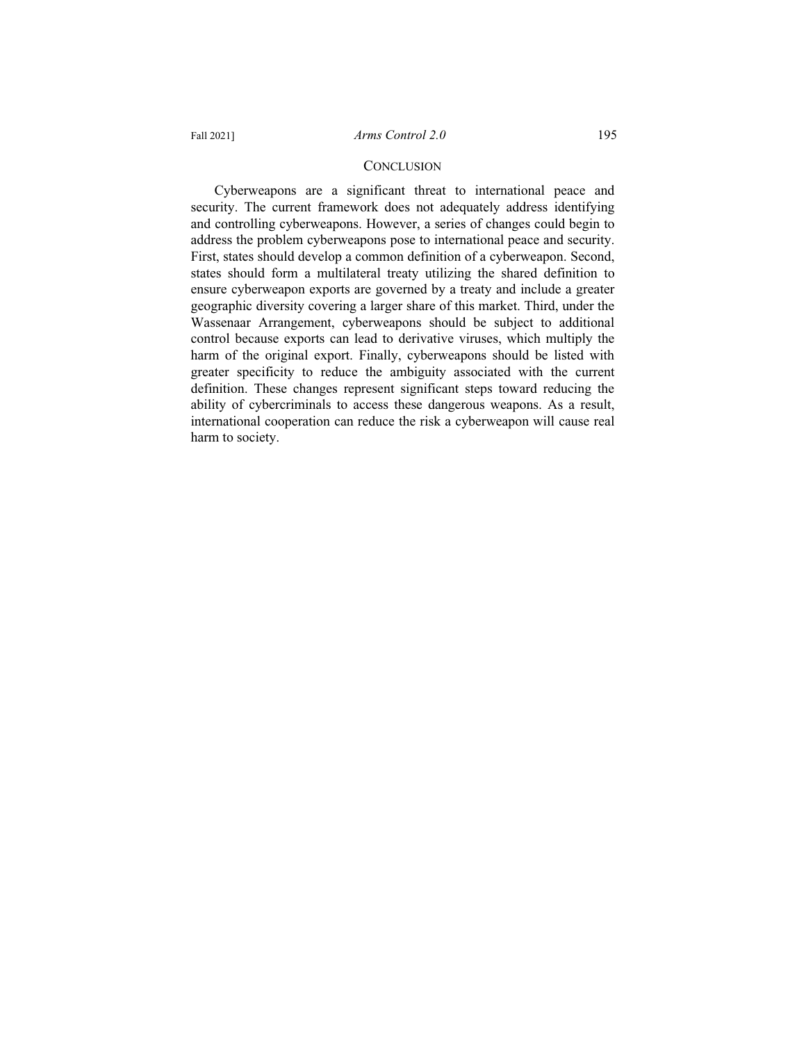## CONCLUSION

Cyberweapons are a significant threat to international peace and security. The current framework does not adequately address identifying and controlling cyberweapons. However, a series of changes could begin to address the problem cyberweapons pose to international peace and security. First, states should develop a common definition of a cyberweapon. Second, states should form a multilateral treaty utilizing the shared definition to ensure cyberweapon exports are governed by a treaty and include a greater geographic diversity covering a larger share of this market. Third, under the Wassenaar Arrangement, cyberweapons should be subject to additional control because exports can lead to derivative viruses, which multiply the harm of the original export. Finally, cyberweapons should be listed with greater specificity to reduce the ambiguity associated with the current definition. These changes represent significant steps toward reducing the ability of cybercriminals to access these dangerous weapons. As a result, international cooperation can reduce the risk a cyberweapon will cause real harm to society.